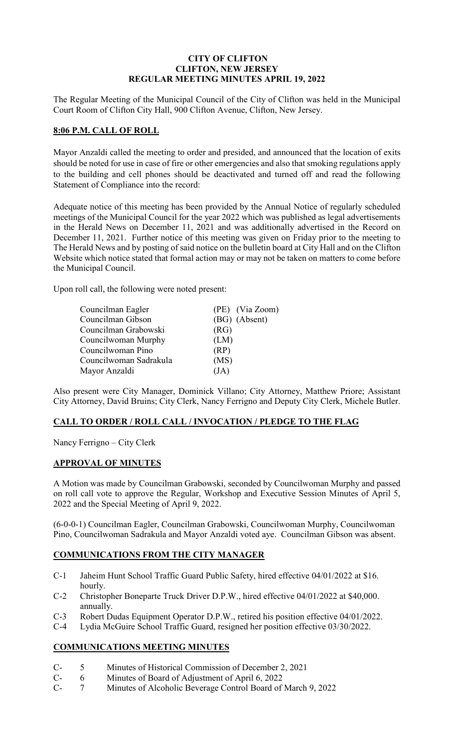**CITY OF CLIFTON**
**CLIFTON, NEW JERSEY**
**REGULAR MEETING MINUTES APRIL 19, 2022**

The Regular Meeting of the Municipal Council of the City of Clifton was held in the Municipal Court Room of Clifton City Hall, 900 Clifton Avenue, Clifton, New Jersey.

## 8:06 P.M. CALL OF ROLL

Mayor Anzaldi called the meeting to order and presided, and announced that the location of exits should be noted for use in case of fire or other emergencies and also that smoking regulations apply to the building and cell phones should be deactivated and turned off and read the following Statement of Compliance into the record:

Adequate notice of this meeting has been provided by the Annual Notice of regularly scheduled meetings of the Municipal Council for the year 2022 which was published as legal advertisements in the Herald News on December 11, 2021 and was additionally advertised in the Record on December 11, 2021. Further notice of this meeting was given on Friday prior to the meeting to The Herald News and by posting of said notice on the bulletin board at City Hall and on the Clifton Website which notice stated that formal action may or may not be taken on matters to come before the Municipal Council.

Upon roll call, the following were noted present:

| | |
|---|---|
| Councilman Eagler | (PE) (Via Zoom) |
| Councilman Gibson | (BG) (Absent) |
| Councilman Grabowski | (RG) |
| Councilwoman Murphy | (LM) |
| Councilwoman Pino | (RP) |
| Councilwoman Sadrakula | (MS) |
| Mayor Anzaldi | (JA) |

Also present were City Manager, Dominick Villano; City Attorney, Matthew Priore; Assistant City Attorney, David Bruins; City Clerk, Nancy Ferrigno and Deputy City Clerk, Michele Butler.

## CALL TO ORDER / ROLL CALL / INVOCATION / PLEDGE TO THE FLAG

Nancy Ferrigno – City Clerk

## APPROVAL OF MINUTES

A Motion was made by Councilman Grabowski, seconded by Councilwoman Murphy and passed on roll call vote to approve the Regular, Workshop and Executive Session Minutes of April 5, 2022 and the Special Meeting of April 9, 2022.

(6-0-0-1) Councilman Eagler, Councilman Grabowski, Councilwoman Murphy, Councilwoman Pino, Councilwoman Sadrakula and Mayor Anzaldi voted aye. Councilman Gibson was absent.

## COMMUNICATIONS FROM THE CITY MANAGER

- C-1 Jaheim Hunt School Traffic Guard Public Safety, hired effective 04/01/2022 at $16. hourly.
- C-2 Christopher Boneparte Truck Driver D.P.W., hired effective 04/01/2022 at $40,000. annually.
- C-3 Robert Dudas Equipment Operator D.P.W., retired his position effective 04/01/2022.
- C-4 Lydia McGuire School Traffic Guard, resigned her position effective 03/30/2022.

## COMMUNICATIONS MEETING MINUTES

- C- 5 Minutes of Historical Commission of December 2, 2021
- C- 6 Minutes of Board of Adjustment of April 6, 2022
- C- 7 Minutes of Alcoholic Beverage Control Board of March 9, 2022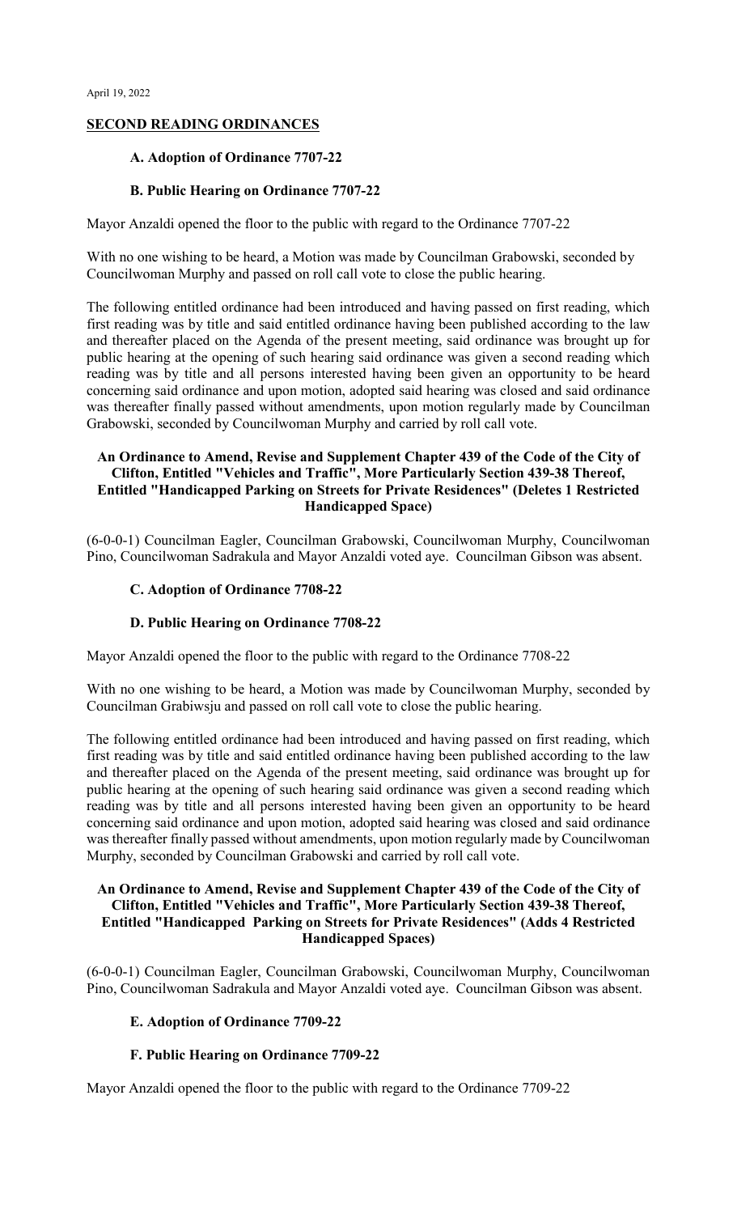April 19, 2022

## SECOND READING ORDINANCES

### A. Adoption of Ordinance 7707-22

### B. Public Hearing on Ordinance 7707-22

Mayor Anzaldi opened the floor to the public with regard to the Ordinance 7707-22

With no one wishing to be heard, a Motion was made by Councilman Grabowski, seconded by Councilwoman Murphy and passed on roll call vote to close the public hearing.

The following entitled ordinance had been introduced and having passed on first reading, which first reading was by title and said entitled ordinance having been published according to the law and thereafter placed on the Agenda of the present meeting, said ordinance was brought up for public hearing at the opening of such hearing said ordinance was given a second reading which reading was by title and all persons interested having been given an opportunity to be heard concerning said ordinance and upon motion, adopted said hearing was closed and said ordinance was thereafter finally passed without amendments, upon motion regularly made by Councilman Grabowski, seconded by Councilwoman Murphy and carried by roll call vote.

**An Ordinance to Amend, Revise and Supplement Chapter 439 of the Code of the City of Clifton, Entitled "Vehicles and Traffic", More Particularly Section 439-38 Thereof, Entitled "Handicapped Parking on Streets for Private Residences" (Deletes 1 Restricted Handicapped Space)**

(6-0-0-1) Councilman Eagler, Councilman Grabowski, Councilwoman Murphy, Councilwoman Pino, Councilwoman Sadrakula and Mayor Anzaldi voted aye. Councilman Gibson was absent.

### C. Adoption of Ordinance 7708-22

### D. Public Hearing on Ordinance 7708-22

Mayor Anzaldi opened the floor to the public with regard to the Ordinance 7708-22

With no one wishing to be heard, a Motion was made by Councilwoman Murphy, seconded by Councilman Grabiwsju and passed on roll call vote to close the public hearing.

The following entitled ordinance had been introduced and having passed on first reading, which first reading was by title and said entitled ordinance having been published according to the law and thereafter placed on the Agenda of the present meeting, said ordinance was brought up for public hearing at the opening of such hearing said ordinance was given a second reading which reading was by title and all persons interested having been given an opportunity to be heard concerning said ordinance and upon motion, adopted said hearing was closed and said ordinance was thereafter finally passed without amendments, upon motion regularly made by Councilwoman Murphy, seconded by Councilman Grabowski and carried by roll call vote.

**An Ordinance to Amend, Revise and Supplement Chapter 439 of the Code of the City of Clifton, Entitled "Vehicles and Traffic", More Particularly Section 439-38 Thereof, Entitled "Handicapped Parking on Streets for Private Residences" (Adds 4 Restricted Handicapped Spaces)**

(6-0-0-1) Councilman Eagler, Councilman Grabowski, Councilwoman Murphy, Councilwoman Pino, Councilwoman Sadrakula and Mayor Anzaldi voted aye. Councilman Gibson was absent.

### E. Adoption of Ordinance 7709-22

### F. Public Hearing on Ordinance 7709-22

Mayor Anzaldi opened the floor to the public with regard to the Ordinance 7709-22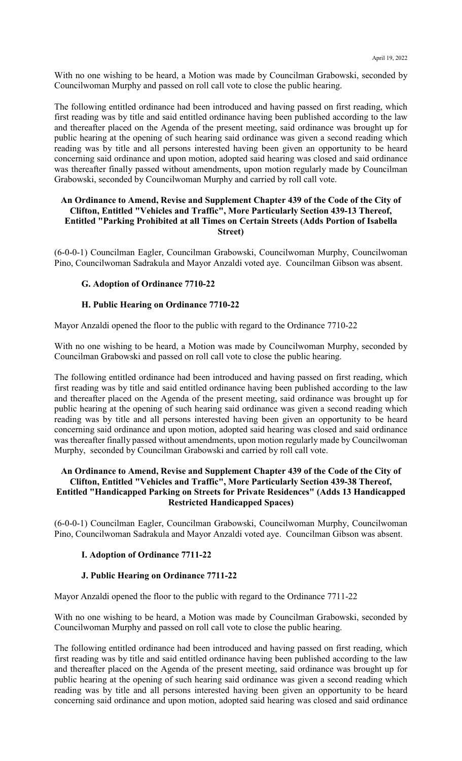With no one wishing to be heard, a Motion was made by Councilman Grabowski, seconded by Councilwoman Murphy and passed on roll call vote to close the public hearing.

The following entitled ordinance had been introduced and having passed on first reading, which first reading was by title and said entitled ordinance having been published according to the law and thereafter placed on the Agenda of the present meeting, said ordinance was brought up for public hearing at the opening of such hearing said ordinance was given a second reading which reading was by title and all persons interested having been given an opportunity to be heard concerning said ordinance and upon motion, adopted said hearing was closed and said ordinance was thereafter finally passed without amendments, upon motion regularly made by Councilman Grabowski, seconded by Councilwoman Murphy and carried by roll call vote.

**An Ordinance to Amend, Revise and Supplement Chapter 439 of the Code of the City of Clifton, Entitled "Vehicles and Traffic", More Particularly Section 439-13 Thereof, Entitled "Parking Prohibited at all Times on Certain Streets (Adds Portion of Isabella Street)**

(6-0-0-1) Councilman Eagler, Councilman Grabowski, Councilwoman Murphy, Councilwoman Pino, Councilwoman Sadrakula and Mayor Anzaldi voted aye. Councilman Gibson was absent.

**G. Adoption of Ordinance 7710-22**

**H. Public Hearing on Ordinance 7710-22**

Mayor Anzaldi opened the floor to the public with regard to the Ordinance 7710-22

With no one wishing to be heard, a Motion was made by Councilwoman Murphy, seconded by Councilman Grabowski and passed on roll call vote to close the public hearing.

The following entitled ordinance had been introduced and having passed on first reading, which first reading was by title and said entitled ordinance having been published according to the law and thereafter placed on the Agenda of the present meeting, said ordinance was brought up for public hearing at the opening of such hearing said ordinance was given a second reading which reading was by title and all persons interested having been given an opportunity to be heard concerning said ordinance and upon motion, adopted said hearing was closed and said ordinance was thereafter finally passed without amendments, upon motion regularly made by Councilwoman Murphy, seconded by Councilman Grabowski and carried by roll call vote.

**An Ordinance to Amend, Revise and Supplement Chapter 439 of the Code of the City of Clifton, Entitled "Vehicles and Traffic", More Particularly Section 439-38 Thereof, Entitled "Handicapped Parking on Streets for Private Residences" (Adds 13 Handicapped Restricted Handicapped Spaces)**

(6-0-0-1) Councilman Eagler, Councilman Grabowski, Councilwoman Murphy, Councilwoman Pino, Councilwoman Sadrakula and Mayor Anzaldi voted aye. Councilman Gibson was absent.

**I. Adoption of Ordinance 7711-22**

**J. Public Hearing on Ordinance 7711-22**

Mayor Anzaldi opened the floor to the public with regard to the Ordinance 7711-22

With no one wishing to be heard, a Motion was made by Councilman Grabowski, seconded by Councilwoman Murphy and passed on roll call vote to close the public hearing.

The following entitled ordinance had been introduced and having passed on first reading, which first reading was by title and said entitled ordinance having been published according to the law and thereafter placed on the Agenda of the present meeting, said ordinance was brought up for public hearing at the opening of such hearing said ordinance was given a second reading which reading was by title and all persons interested having been given an opportunity to be heard concerning said ordinance and upon motion, adopted said hearing was closed and said ordinance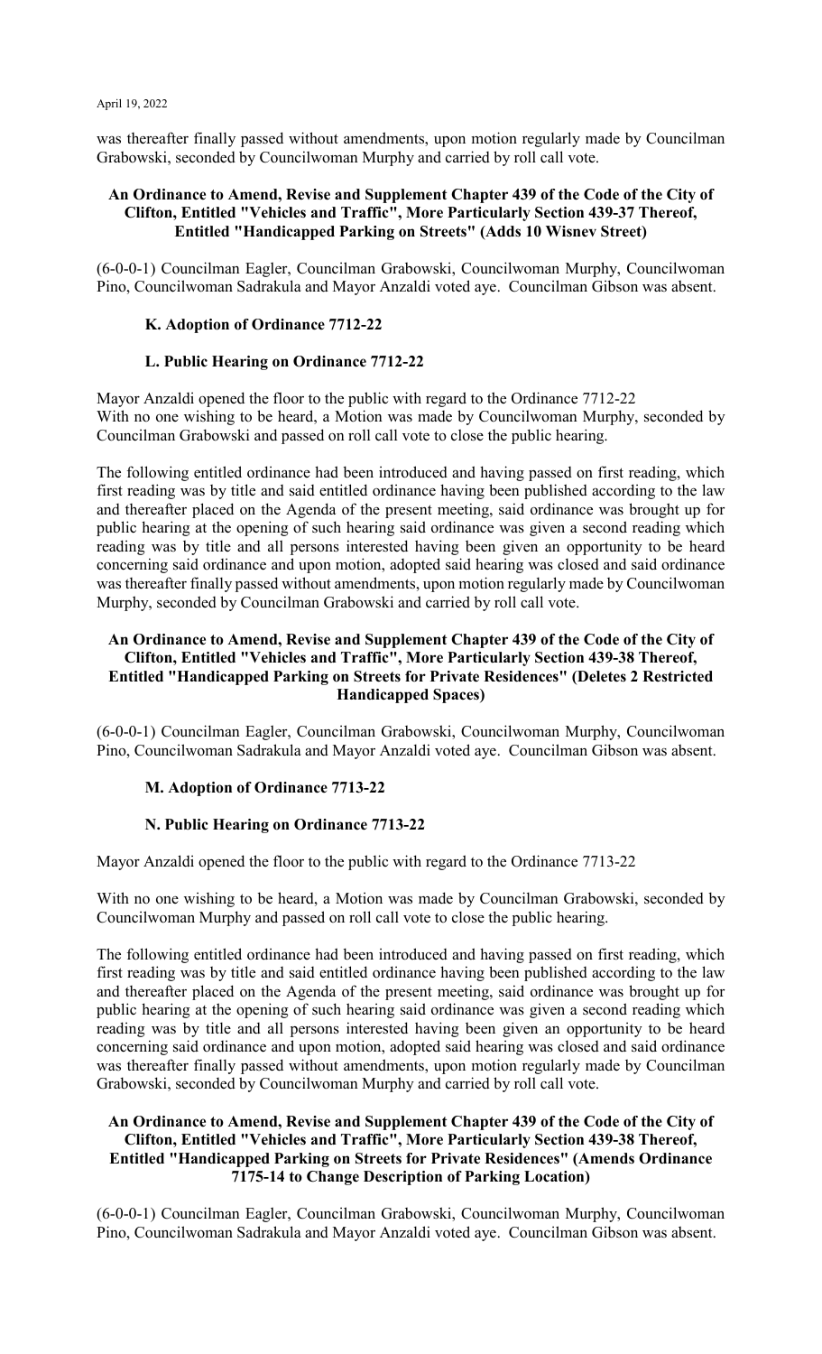was thereafter finally passed without amendments, upon motion regularly made by Councilman Grabowski, seconded by Councilwoman Murphy and carried by roll call vote.

**An Ordinance to Amend, Revise and Supplement Chapter 439 of the Code of the City of Clifton, Entitled "Vehicles and Traffic", More Particularly Section 439-37 Thereof, Entitled "Handicapped Parking on Streets" (Adds 10 Wisnev Street)**

(6-0-0-1) Councilman Eagler, Councilman Grabowski, Councilwoman Murphy, Councilwoman Pino, Councilwoman Sadrakula and Mayor Anzaldi voted aye. Councilman Gibson was absent.

**K. Adoption of Ordinance 7712-22**

**L. Public Hearing on Ordinance 7712-22**

Mayor Anzaldi opened the floor to the public with regard to the Ordinance 7712-22
With no one wishing to be heard, a Motion was made by Councilwoman Murphy, seconded by Councilman Grabowski and passed on roll call vote to close the public hearing.

The following entitled ordinance had been introduced and having passed on first reading, which first reading was by title and said entitled ordinance having been published according to the law and thereafter placed on the Agenda of the present meeting, said ordinance was brought up for public hearing at the opening of such hearing said ordinance was given a second reading which reading was by title and all persons interested having been given an opportunity to be heard concerning said ordinance and upon motion, adopted said hearing was closed and said ordinance was thereafter finally passed without amendments, upon motion regularly made by Councilwoman Murphy, seconded by Councilman Grabowski and carried by roll call vote.

**An Ordinance to Amend, Revise and Supplement Chapter 439 of the Code of the City of Clifton, Entitled "Vehicles and Traffic", More Particularly Section 439-38 Thereof, Entitled "Handicapped Parking on Streets for Private Residences" (Deletes 2 Restricted Handicapped Spaces)**

(6-0-0-1) Councilman Eagler, Councilman Grabowski, Councilwoman Murphy, Councilwoman Pino, Councilwoman Sadrakula and Mayor Anzaldi voted aye. Councilman Gibson was absent.

**M. Adoption of Ordinance 7713-22**

**N. Public Hearing on Ordinance 7713-22**

Mayor Anzaldi opened the floor to the public with regard to the Ordinance 7713-22

With no one wishing to be heard, a Motion was made by Councilman Grabowski, seconded by Councilwoman Murphy and passed on roll call vote to close the public hearing.

The following entitled ordinance had been introduced and having passed on first reading, which first reading was by title and said entitled ordinance having been published according to the law and thereafter placed on the Agenda of the present meeting, said ordinance was brought up for public hearing at the opening of such hearing said ordinance was given a second reading which reading was by title and all persons interested having been given an opportunity to be heard concerning said ordinance and upon motion, adopted said hearing was closed and said ordinance was thereafter finally passed without amendments, upon motion regularly made by Councilman Grabowski, seconded by Councilwoman Murphy and carried by roll call vote.

**An Ordinance to Amend, Revise and Supplement Chapter 439 of the Code of the City of Clifton, Entitled "Vehicles and Traffic", More Particularly Section 439-38 Thereof, Entitled "Handicapped Parking on Streets for Private Residences" (Amends Ordinance 7175-14 to Change Description of Parking Location)**

(6-0-0-1) Councilman Eagler, Councilman Grabowski, Councilwoman Murphy, Councilwoman Pino, Councilwoman Sadrakula and Mayor Anzaldi voted aye. Councilman Gibson was absent.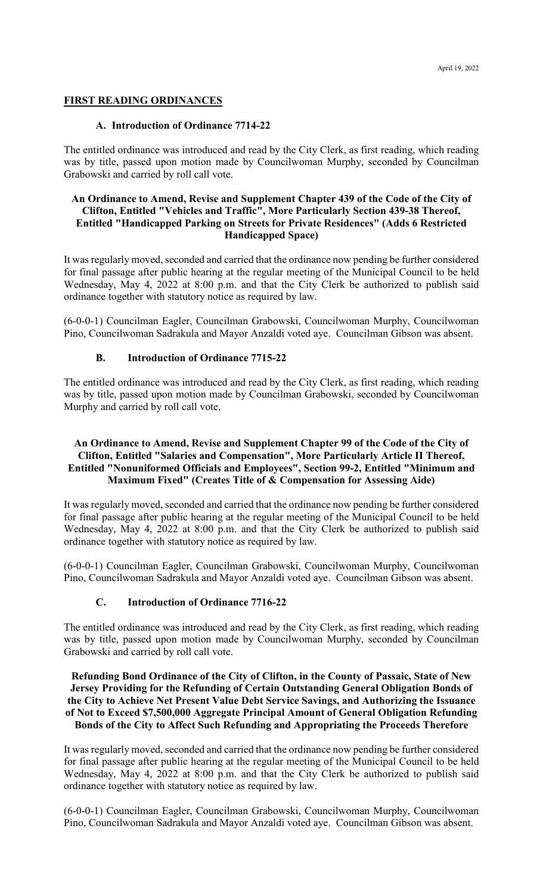April 19, 2022

## FIRST READING ORDINANCES

### A. Introduction of Ordinance 7714-22

The entitled ordinance was introduced and read by the City Clerk, as first reading, which reading was by title, passed upon motion made by Councilwoman Murphy, seconded by Councilman Grabowski and carried by roll call vote.

**An Ordinance to Amend, Revise and Supplement Chapter 439 of the Code of the City of Clifton, Entitled "Vehicles and Traffic", More Particularly Section 439-38 Thereof, Entitled "Handicapped Parking on Streets for Private Residences" (Adds 6 Restricted Handicapped Space)**

It was regularly moved, seconded and carried that the ordinance now pending be further considered for final passage after public hearing at the regular meeting of the Municipal Council to be held Wednesday, May 4, 2022 at 8:00 p.m. and that the City Clerk be authorized to publish said ordinance together with statutory notice as required by law.

(6-0-0-1) Councilman Eagler, Councilman Grabowski, Councilwoman Murphy, Councilwoman Pino, Councilwoman Sadrakula and Mayor Anzaldi voted aye. Councilman Gibson was absent.

### B. Introduction of Ordinance 7715-22

The entitled ordinance was introduced and read by the City Clerk, as first reading, which reading was by title, passed upon motion made by Councilman Grabowski, seconded by Councilwoman Murphy and carried by roll call vote.

**An Ordinance to Amend, Revise and Supplement Chapter 99 of the Code of the City of Clifton, Entitled "Salaries and Compensation", More Particularly Article II Thereof, Entitled "Nonuniformed Officials and Employees", Section 99-2, Entitled "Minimum and Maximum Fixed" (Creates Title of & Compensation for Assessing Aide)**

It was regularly moved, seconded and carried that the ordinance now pending be further considered for final passage after public hearing at the regular meeting of the Municipal Council to be held Wednesday, May 4, 2022 at 8:00 p.m. and that the City Clerk be authorized to publish said ordinance together with statutory notice as required by law.

(6-0-0-1) Councilman Eagler, Councilman Grabowski, Councilwoman Murphy, Councilwoman Pino, Councilwoman Sadrakula and Mayor Anzaldi voted aye. Councilman Gibson was absent.

### C. Introduction of Ordinance 7716-22

The entitled ordinance was introduced and read by the City Clerk, as first reading, which reading was by title, passed upon motion made by Councilwoman Murphy, seconded by Councilman Grabowski and carried by roll call vote.

**Refunding Bond Ordinance of the City of Clifton, in the County of Passaic, State of New Jersey Providing for the Refunding of Certain Outstanding General Obligation Bonds of the City to Achieve Net Present Value Debt Service Savings, and Authorizing the Issuance of Not to Exceed $7,500,000 Aggregate Principal Amount of General Obligation Refunding Bonds of the City to Affect Such Refunding and Appropriating the Proceeds Therefore**

It was regularly moved, seconded and carried that the ordinance now pending be further considered for final passage after public hearing at the regular meeting of the Municipal Council to be held Wednesday, May 4, 2022 at 8:00 p.m. and that the City Clerk be authorized to publish said ordinance together with statutory notice as required by law.

(6-0-0-1) Councilman Eagler, Councilman Grabowski, Councilwoman Murphy, Councilwoman Pino, Councilwoman Sadrakula and Mayor Anzaldi voted aye. Councilman Gibson was absent.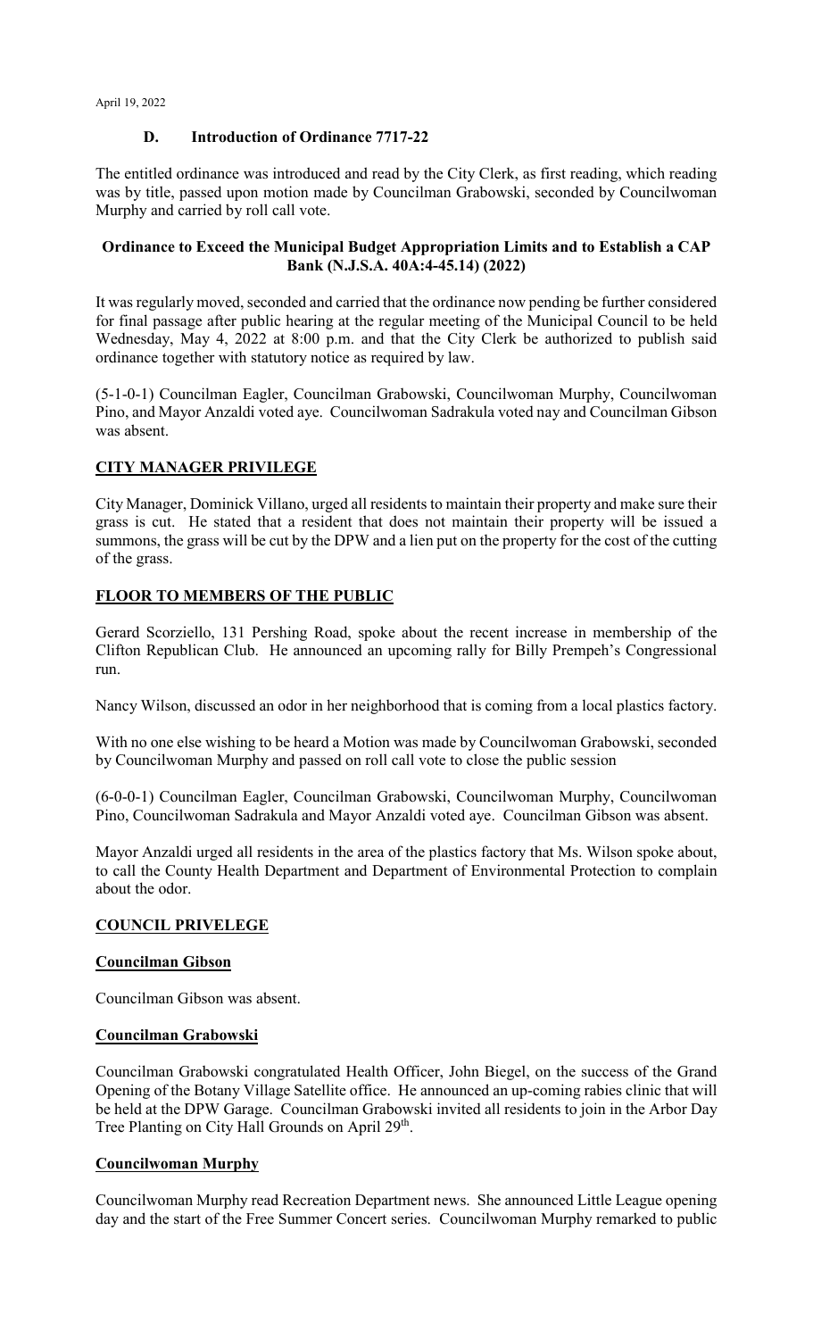April 19, 2022

### D. Introduction of Ordinance 7717-22

The entitled ordinance was introduced and read by the City Clerk, as first reading, which reading was by title, passed upon motion made by Councilman Grabowski, seconded by Councilwoman Murphy and carried by roll call vote.

**Ordinance to Exceed the Municipal Budget Appropriation Limits and to Establish a CAP Bank (N.J.S.A. 40A:4-45.14) (2022)**

It was regularly moved, seconded and carried that the ordinance now pending be further considered for final passage after public hearing at the regular meeting of the Municipal Council to be held Wednesday, May 4, 2022 at 8:00 p.m. and that the City Clerk be authorized to publish said ordinance together with statutory notice as required by law.

(5-1-0-1) Councilman Eagler, Councilman Grabowski, Councilwoman Murphy, Councilwoman Pino, and Mayor Anzaldi voted aye. Councilwoman Sadrakula voted nay and Councilman Gibson was absent.

## CITY MANAGER PRIVILEGE

City Manager, Dominick Villano, urged all residents to maintain their property and make sure their grass is cut. He stated that a resident that does not maintain their property will be issued a summons, the grass will be cut by the DPW and a lien put on the property for the cost of the cutting of the grass.

## FLOOR TO MEMBERS OF THE PUBLIC

Gerard Scorziello, 131 Pershing Road, spoke about the recent increase in membership of the Clifton Republican Club. He announced an upcoming rally for Billy Prempeh's Congressional run.

Nancy Wilson, discussed an odor in her neighborhood that is coming from a local plastics factory.

With no one else wishing to be heard a Motion was made by Councilwoman Grabowski, seconded by Councilwoman Murphy and passed on roll call vote to close the public session

(6-0-0-1) Councilman Eagler, Councilman Grabowski, Councilwoman Murphy, Councilwoman Pino, Councilwoman Sadrakula and Mayor Anzaldi voted aye. Councilman Gibson was absent.

Mayor Anzaldi urged all residents in the area of the plastics factory that Ms. Wilson spoke about, to call the County Health Department and Department of Environmental Protection to complain about the odor.

## COUNCIL PRIVELEGE

### Councilman Gibson

Councilman Gibson was absent.

### Councilman Grabowski

Councilman Grabowski congratulated Health Officer, John Biegel, on the success of the Grand Opening of the Botany Village Satellite office. He announced an up-coming rabies clinic that will be held at the DPW Garage. Councilman Grabowski invited all residents to join in the Arbor Day Tree Planting on City Hall Grounds on April 29th.

### Councilwoman Murphy

Councilwoman Murphy read Recreation Department news. She announced Little League opening day and the start of the Free Summer Concert series. Councilwoman Murphy remarked to public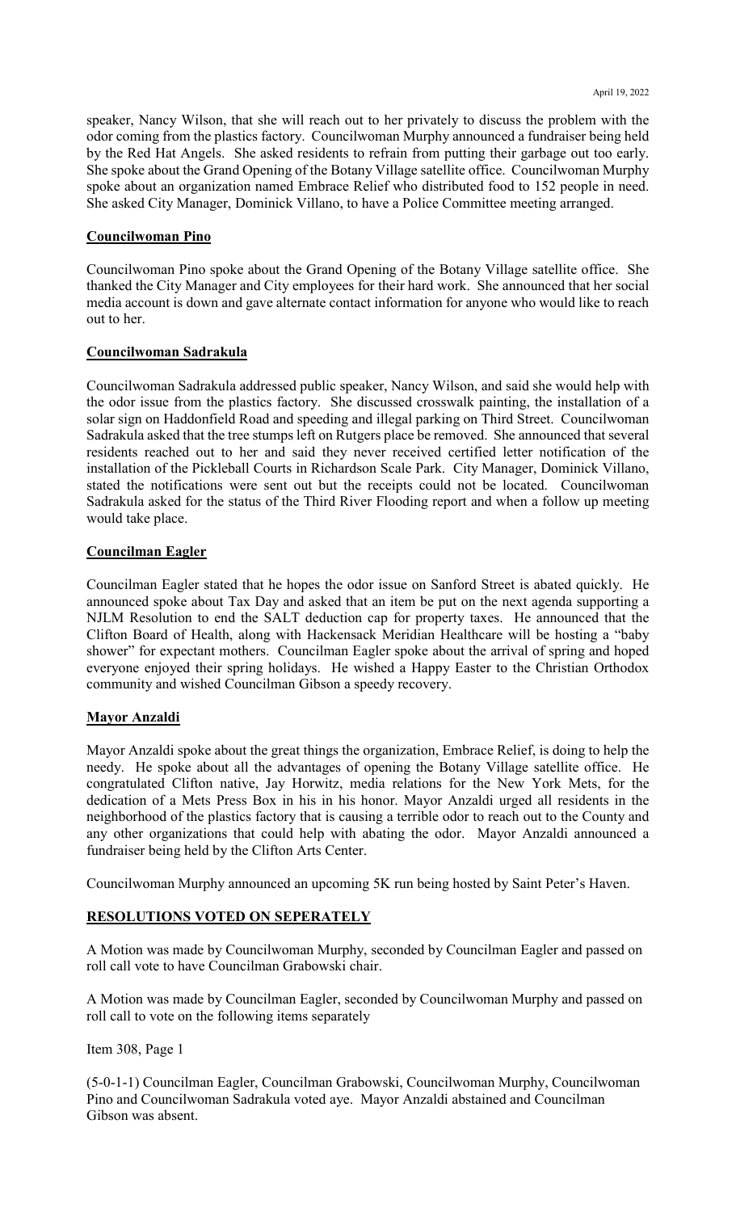speaker, Nancy Wilson, that she will reach out to her privately to discuss the problem with the odor coming from the plastics factory. Councilwoman Murphy announced a fundraiser being held by the Red Hat Angels. She asked residents to refrain from putting their garbage out too early. She spoke about the Grand Opening of the Botany Village satellite office. Councilwoman Murphy spoke about an organization named Embrace Relief who distributed food to 152 people in need. She asked City Manager, Dominick Villano, to have a Police Committee meeting arranged.

**Councilwoman Pino**

Councilwoman Pino spoke about the Grand Opening of the Botany Village satellite office. She thanked the City Manager and City employees for their hard work. She announced that her social media account is down and gave alternate contact information for anyone who would like to reach out to her.

**Councilwoman Sadrakula**

Councilwoman Sadrakula addressed public speaker, Nancy Wilson, and said she would help with the odor issue from the plastics factory. She discussed crosswalk painting, the installation of a solar sign on Haddonfield Road and speeding and illegal parking on Third Street. Councilwoman Sadrakula asked that the tree stumps left on Rutgers place be removed. She announced that several residents reached out to her and said they never received certified letter notification of the installation of the Pickleball Courts in Richardson Scale Park. City Manager, Dominick Villano, stated the notifications were sent out but the receipts could not be located. Councilwoman Sadrakula asked for the status of the Third River Flooding report and when a follow up meeting would take place.

**Councilman Eagler**

Councilman Eagler stated that he hopes the odor issue on Sanford Street is abated quickly. He announced spoke about Tax Day and asked that an item be put on the next agenda supporting a NJLM Resolution to end the SALT deduction cap for property taxes. He announced that the Clifton Board of Health, along with Hackensack Meridian Healthcare will be hosting a "baby shower" for expectant mothers. Councilman Eagler spoke about the arrival of spring and hoped everyone enjoyed their spring holidays. He wished a Happy Easter to the Christian Orthodox community and wished Councilman Gibson a speedy recovery.

**Mayor Anzaldi**

Mayor Anzaldi spoke about the great things the organization, Embrace Relief, is doing to help the needy. He spoke about all the advantages of opening the Botany Village satellite office. He congratulated Clifton native, Jay Horwitz, media relations for the New York Mets, for the dedication of a Mets Press Box in his in his honor. Mayor Anzaldi urged all residents in the neighborhood of the plastics factory that is causing a terrible odor to reach out to the County and any other organizations that could help with abating the odor. Mayor Anzaldi announced a fundraiser being held by the Clifton Arts Center.

Councilwoman Murphy announced an upcoming 5K run being hosted by Saint Peter's Haven.

**RESOLUTIONS VOTED ON SEPERATELY**

A Motion was made by Councilwoman Murphy, seconded by Councilman Eagler and passed on roll call vote to have Councilman Grabowski chair.

A Motion was made by Councilman Eagler, seconded by Councilwoman Murphy and passed on roll call to vote on the following items separately

Item 308, Page 1

(5-0-1-1) Councilman Eagler, Councilman Grabowski, Councilwoman Murphy, Councilwoman Pino and Councilwoman Sadrakula voted aye. Mayor Anzaldi abstained and Councilman Gibson was absent.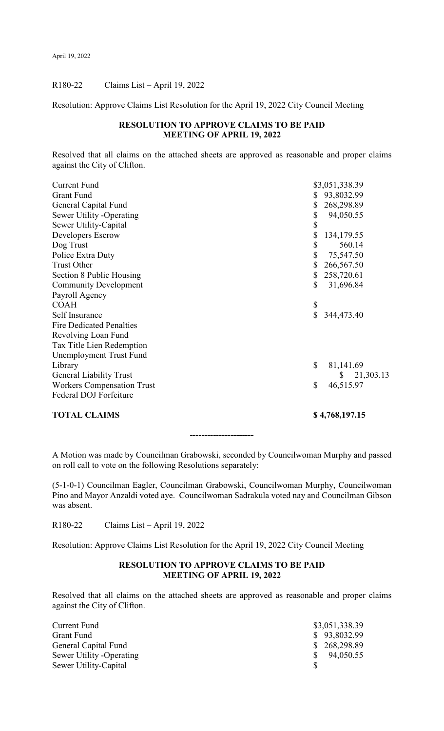April 19, 2022

R180-22 Claims List – April 19, 2022

Resolution: Approve Claims List Resolution for the April 19, 2022 City Council Meeting

**RESOLUTION TO APPROVE CLAIMS TO BE PAID**
**MEETING OF APRIL 19, 2022**

Resolved that all claims on the attached sheets are approved as reasonable and proper claims against the City of Clifton.

| | |
|---|---|
| Current Fund | $3,051,338.39 |
| Grant Fund | $ 93,8032.99 |
| General Capital Fund | $ 268,298.89 |
| Sewer Utility -Operating | $ 94,050.55 |
| Sewer Utility-Capital | $ |
| Developers Escrow | $ 134,179.55 |
| Dog Trust | $ 560.14 |
| Police Extra Duty | $ 75,547.50 |
| Trust Other | $ 266,567.50 |
| Section 8 Public Housing | $ 258,720.61 |
| Community Development | $ 31,696.84 |
| Payroll Agency | |
| COAH | $ |
| Self Insurance | $ 344,473.40 |
| Fire Dedicated Penalties | |
| Revolving Loan Fund | |
| Tax Title Lien Redemption | |
| Unemployment Trust Fund | |
| Library | $ 81,141.69 |
| General Liability Trust | $ 21,303.13 |
| Workers Compensation Trust | $ 46,515.97 |
| Federal DOJ Forfeiture | |
| **TOTAL CLAIMS** | **$ 4,768,197.15** |

---------------------

A Motion was made by Councilman Grabowski, seconded by Councilwoman Murphy and passed on roll call to vote on the following Resolutions separately:

(5-1-0-1) Councilman Eagler, Councilman Grabowski, Councilwoman Murphy, Councilwoman Pino and Mayor Anzaldi voted aye. Councilwoman Sadrakula voted nay and Councilman Gibson was absent.

R180-22 Claims List – April 19, 2022

Resolution: Approve Claims List Resolution for the April 19, 2022 City Council Meeting

**RESOLUTION TO APPROVE CLAIMS TO BE PAID**
**MEETING OF APRIL 19, 2022**

Resolved that all claims on the attached sheets are approved as reasonable and proper claims against the City of Clifton.

| | |
|---|---|
| Current Fund | $3,051,338.39 |
| Grant Fund | $ 93,8032.99 |
| General Capital Fund | $ 268,298.89 |
| Sewer Utility -Operating | $ 94,050.55 |
| Sewer Utility-Capital | $ |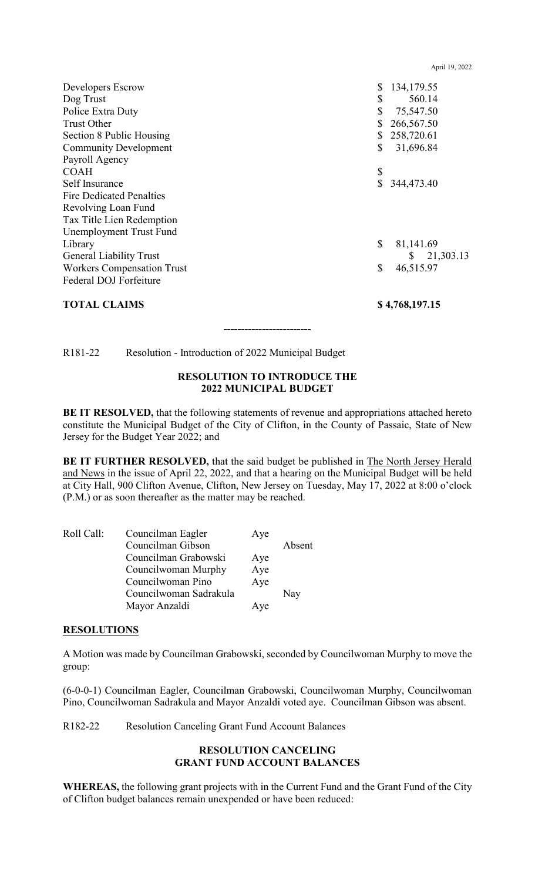| | |
|---|---|
| Developers Escrow | $ 134,179.55 |
| Dog Trust | $ 560.14 |
| Police Extra Duty | $ 75,547.50 |
| Trust Other | $ 266,567.50 |
| Section 8 Public Housing | $ 258,720.61 |
| Community Development | $ 31,696.84 |
| Payroll Agency | |
| COAH | $ |
| Self Insurance | $ 344,473.40 |
| Fire Dedicated Penalties | |
| Revolving Loan Fund | |
| Tax Title Lien Redemption | |
| Unemployment Trust Fund | |
| Library | $ 81,141.69 |
| General Liability Trust | $ 21,303.13 |
| Workers Compensation Trust | $ 46,515.97 |
| Federal DOJ Forfeiture | |
| **TOTAL CLAIMS** | **$ 4,768,197.15** |

-------------------------

R181-22 Resolution - Introduction of 2022 Municipal Budget

**RESOLUTION TO INTRODUCE THE 2022 MUNICIPAL BUDGET**

**BE IT RESOLVED,** that the following statements of revenue and appropriations attached hereto constitute the Municipal Budget of the City of Clifton, in the County of Passaic, State of New Jersey for the Budget Year 2022; and

**BE IT FURTHER RESOLVED,** that the said budget be published in The North Jersey Herald and News in the issue of April 22, 2022, and that a hearing on the Municipal Budget will be held at City Hall, 900 Clifton Avenue, Clifton, New Jersey on Tuesday, May 17, 2022 at 8:00 o'clock (P.M.) or as soon thereafter as the matter may be reached.

| Roll Call: | | | |
|---|---|---|---|
| | Councilman Eagler | Aye | |
| | Councilman Gibson | | Absent |
| | Councilman Grabowski | Aye | |
| | Councilwoman Murphy | Aye | |
| | Councilwoman Pino | Aye | |
| | Councilwoman Sadrakula | | Nay |
| | Mayor Anzaldi | Aye | |

**RESOLUTIONS**

A Motion was made by Councilman Grabowski, seconded by Councilwoman Murphy to move the group:

(6-0-0-1) Councilman Eagler, Councilman Grabowski, Councilwoman Murphy, Councilwoman Pino, Councilwoman Sadrakula and Mayor Anzaldi voted aye. Councilman Gibson was absent.

R182-22 Resolution Canceling Grant Fund Account Balances

**RESOLUTION CANCELING GRANT FUND ACCOUNT BALANCES**

**WHEREAS,** the following grant projects with in the Current Fund and the Grant Fund of the City of Clifton budget balances remain unexpended or have been reduced: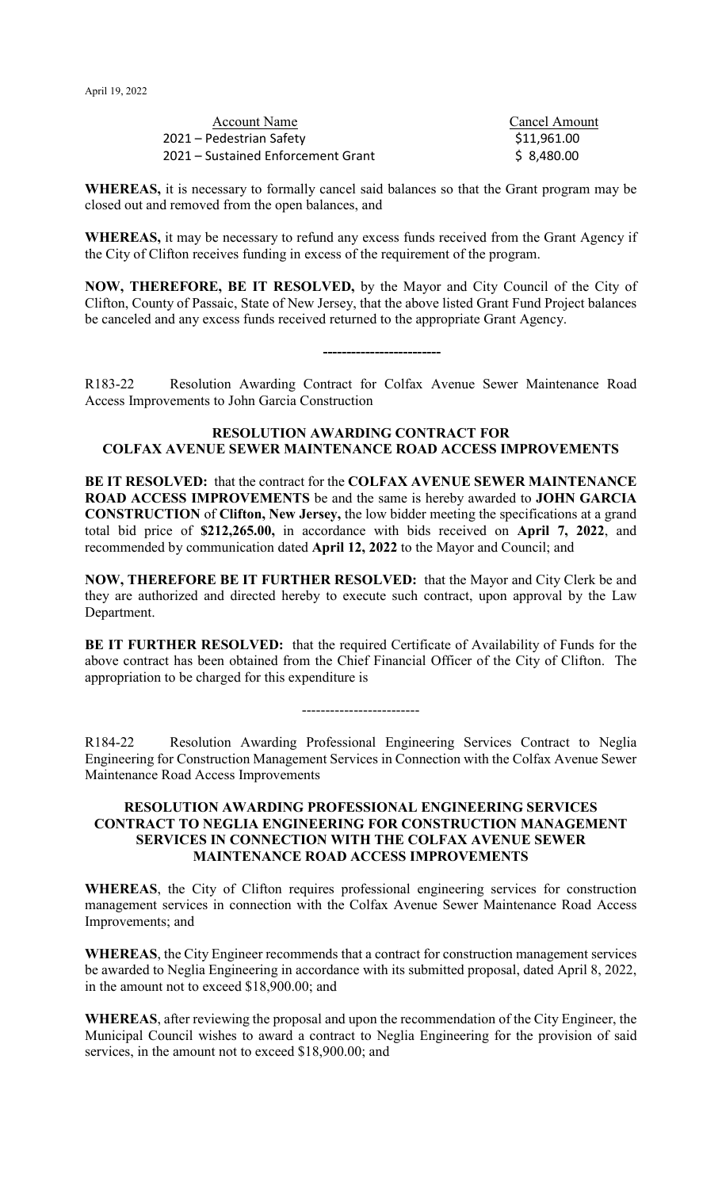April 19, 2022

| Account Name | Cancel Amount |
| --- | --- |
| 2021 – Pedestrian Safety | $11,961.00 |
| 2021 – Sustained Enforcement Grant | $ 8,480.00 |

**WHEREAS,** it is necessary to formally cancel said balances so that the Grant program may be closed out and removed from the open balances, and

**WHEREAS,** it may be necessary to refund any excess funds received from the Grant Agency if the City of Clifton receives funding in excess of the requirement of the program.

**NOW, THEREFORE, BE IT RESOLVED,** by the Mayor and City Council of the City of Clifton, County of Passaic, State of New Jersey, that the above listed Grant Fund Project balances be canceled and any excess funds received returned to the appropriate Grant Agency.

-------------------------

R183-22 Resolution Awarding Contract for Colfax Avenue Sewer Maintenance Road Access Improvements to John Garcia Construction

**RESOLUTION AWARDING CONTRACT FOR COLFAX AVENUE SEWER MAINTENANCE ROAD ACCESS IMPROVEMENTS**

**BE IT RESOLVED:** that the contract for the **COLFAX AVENUE SEWER MAINTENANCE ROAD ACCESS IMPROVEMENTS** be and the same is hereby awarded to **JOHN GARCIA CONSTRUCTION** of **Clifton, New Jersey,** the low bidder meeting the specifications at a grand total bid price of **$212,265.00,** in accordance with bids received on **April 7, 2022**, and recommended by communication dated **April 12, 2022** to the Mayor and Council; and

**NOW, THEREFORE BE IT FURTHER RESOLVED:** that the Mayor and City Clerk be and they are authorized and directed hereby to execute such contract, upon approval by the Law Department.

**BE IT FURTHER RESOLVED:** that the required Certificate of Availability of Funds for the above contract has been obtained from the Chief Financial Officer of the City of Clifton. The appropriation to be charged for this expenditure is

-------------------------

R184-22 Resolution Awarding Professional Engineering Services Contract to Neglia Engineering for Construction Management Services in Connection with the Colfax Avenue Sewer Maintenance Road Access Improvements

**RESOLUTION AWARDING PROFESSIONAL ENGINEERING SERVICES CONTRACT TO NEGLIA ENGINEERING FOR CONSTRUCTION MANAGEMENT SERVICES IN CONNECTION WITH THE COLFAX AVENUE SEWER MAINTENANCE ROAD ACCESS IMPROVEMENTS**

**WHEREAS**, the City of Clifton requires professional engineering services for construction management services in connection with the Colfax Avenue Sewer Maintenance Road Access Improvements; and

**WHEREAS**, the City Engineer recommends that a contract for construction management services be awarded to Neglia Engineering in accordance with its submitted proposal, dated April 8, 2022, in the amount not to exceed $18,900.00; and

**WHEREAS**, after reviewing the proposal and upon the recommendation of the City Engineer, the Municipal Council wishes to award a contract to Neglia Engineering for the provision of said services, in the amount not to exceed $18,900.00; and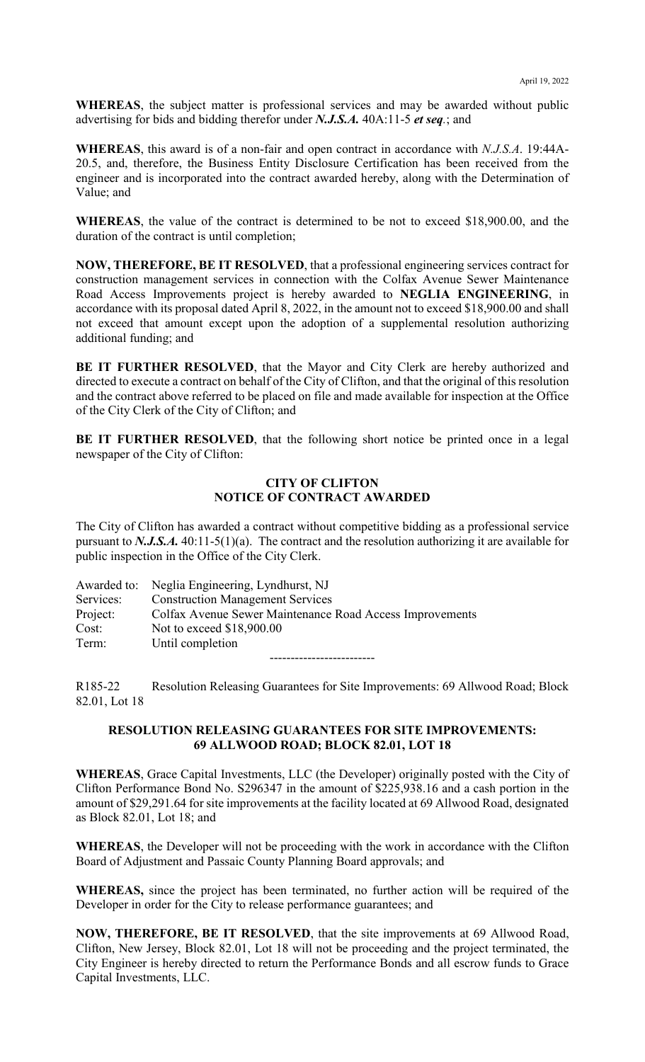**WHEREAS**, the subject matter is professional services and may be awarded without public advertising for bids and bidding therefor under ***N.J.S.A.*** 40A:11-5 ***et seq***.; and

**WHEREAS**, this award is of a non-fair and open contract in accordance with *N.J.S.A*. 19:44A-20.5, and, therefore, the Business Entity Disclosure Certification has been received from the engineer and is incorporated into the contract awarded hereby, along with the Determination of Value; and

**WHEREAS**, the value of the contract is determined to be not to exceed $18,900.00, and the duration of the contract is until completion;

**NOW, THEREFORE, BE IT RESOLVED**, that a professional engineering services contract for construction management services in connection with the Colfax Avenue Sewer Maintenance Road Access Improvements project is hereby awarded to **NEGLIA ENGINEERING**, in accordance with its proposal dated April 8, 2022, in the amount not to exceed $18,900.00 and shall not exceed that amount except upon the adoption of a supplemental resolution authorizing additional funding; and

**BE IT FURTHER RESOLVED**, that the Mayor and City Clerk are hereby authorized and directed to execute a contract on behalf of the City of Clifton, and that the original of this resolution and the contract above referred to be placed on file and made available for inspection at the Office of the City Clerk of the City of Clifton; and

**BE IT FURTHER RESOLVED**, that the following short notice be printed once in a legal newspaper of the City of Clifton:

**CITY OF CLIFTON**
**NOTICE OF CONTRACT AWARDED**

The City of Clifton has awarded a contract without competitive bidding as a professional service pursuant to ***N.J.S.A.*** 40:11-5(1)(a). The contract and the resolution authorizing it are available for public inspection in the Office of the City Clerk.

Awarded to: Neglia Engineering, Lyndhurst, NJ
Services: Construction Management Services
Project: Colfax Avenue Sewer Maintenance Road Access Improvements
Cost: Not to exceed $18,900.00
Term: Until completion

-------------------------

R185-22 Resolution Releasing Guarantees for Site Improvements: 69 Allwood Road; Block 82.01, Lot 18

**RESOLUTION RELEASING GUARANTEES FOR SITE IMPROVEMENTS:**
**69 ALLWOOD ROAD; BLOCK 82.01, LOT 18**

**WHEREAS**, Grace Capital Investments, LLC (the Developer) originally posted with the City of Clifton Performance Bond No. S296347 in the amount of $225,938.16 and a cash portion in the amount of $29,291.64 for site improvements at the facility located at 69 Allwood Road, designated as Block 82.01, Lot 18; and

**WHEREAS**, the Developer will not be proceeding with the work in accordance with the Clifton Board of Adjustment and Passaic County Planning Board approvals; and

**WHEREAS,** since the project has been terminated, no further action will be required of the Developer in order for the City to release performance guarantees; and

**NOW, THEREFORE, BE IT RESOLVED**, that the site improvements at 69 Allwood Road, Clifton, New Jersey, Block 82.01, Lot 18 will not be proceeding and the project terminated, the City Engineer is hereby directed to return the Performance Bonds and all escrow funds to Grace Capital Investments, LLC.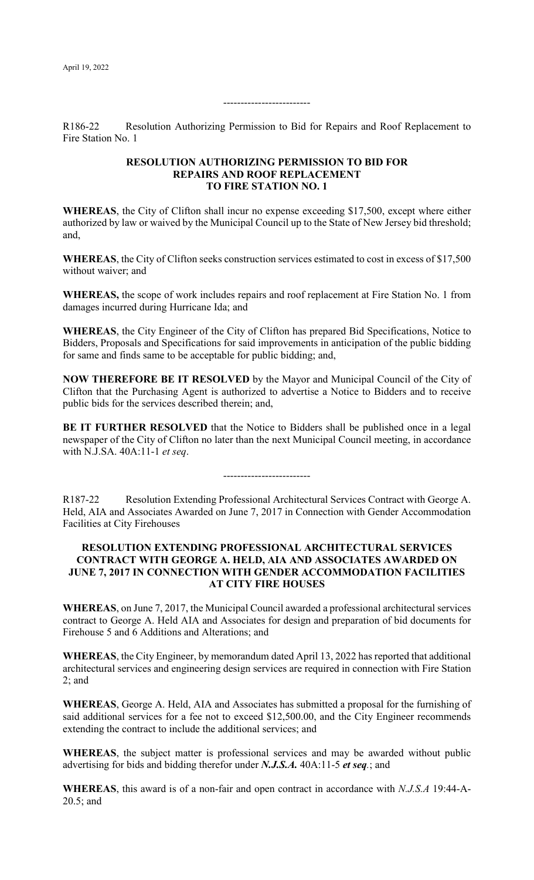-------------------------

R186-22 Resolution Authorizing Permission to Bid for Repairs and Roof Replacement to Fire Station No. 1

**RESOLUTION AUTHORIZING PERMISSION TO BID FOR REPAIRS AND ROOF REPLACEMENT TO FIRE STATION NO. 1**

**WHEREAS**, the City of Clifton shall incur no expense exceeding $17,500, except where either authorized by law or waived by the Municipal Council up to the State of New Jersey bid threshold; and,

**WHEREAS**, the City of Clifton seeks construction services estimated to cost in excess of $17,500 without waiver; and

**WHEREAS,** the scope of work includes repairs and roof replacement at Fire Station No. 1 from damages incurred during Hurricane Ida; and

**WHEREAS**, the City Engineer of the City of Clifton has prepared Bid Specifications, Notice to Bidders, Proposals and Specifications for said improvements in anticipation of the public bidding for same and finds same to be acceptable for public bidding; and,

**NOW THEREFORE BE IT RESOLVED** by the Mayor and Municipal Council of the City of Clifton that the Purchasing Agent is authorized to advertise a Notice to Bidders and to receive public bids for the services described therein; and,

**BE IT FURTHER RESOLVED** that the Notice to Bidders shall be published once in a legal newspaper of the City of Clifton no later than the next Municipal Council meeting, in accordance with N.J.SA. 40A:11-1 *et seq*.

-------------------------

R187-22 Resolution Extending Professional Architectural Services Contract with George A. Held, AIA and Associates Awarded on June 7, 2017 in Connection with Gender Accommodation Facilities at City Firehouses

**RESOLUTION EXTENDING PROFESSIONAL ARCHITECTURAL SERVICES CONTRACT WITH GEORGE A. HELD, AIA AND ASSOCIATES AWARDED ON JUNE 7, 2017 IN CONNECTION WITH GENDER ACCOMMODATION FACILITIES AT CITY FIRE HOUSES**

**WHEREAS**, on June 7, 2017, the Municipal Council awarded a professional architectural services contract to George A. Held AIA and Associates for design and preparation of bid documents for Firehouse 5 and 6 Additions and Alterations; and

**WHEREAS**, the City Engineer, by memorandum dated April 13, 2022 has reported that additional architectural services and engineering design services are required in connection with Fire Station 2; and

**WHEREAS**, George A. Held, AIA and Associates has submitted a proposal for the furnishing of said additional services for a fee not to exceed $12,500.00, and the City Engineer recommends extending the contract to include the additional services; and

**WHEREAS**, the subject matter is professional services and may be awarded without public advertising for bids and bidding therefor under ***N.J.S.A.*** 40A:11-5 ***et seq***.; and

**WHEREAS**, this award is of a non-fair and open contract in accordance with *N.J.S.A* 19:44-A-20.5; and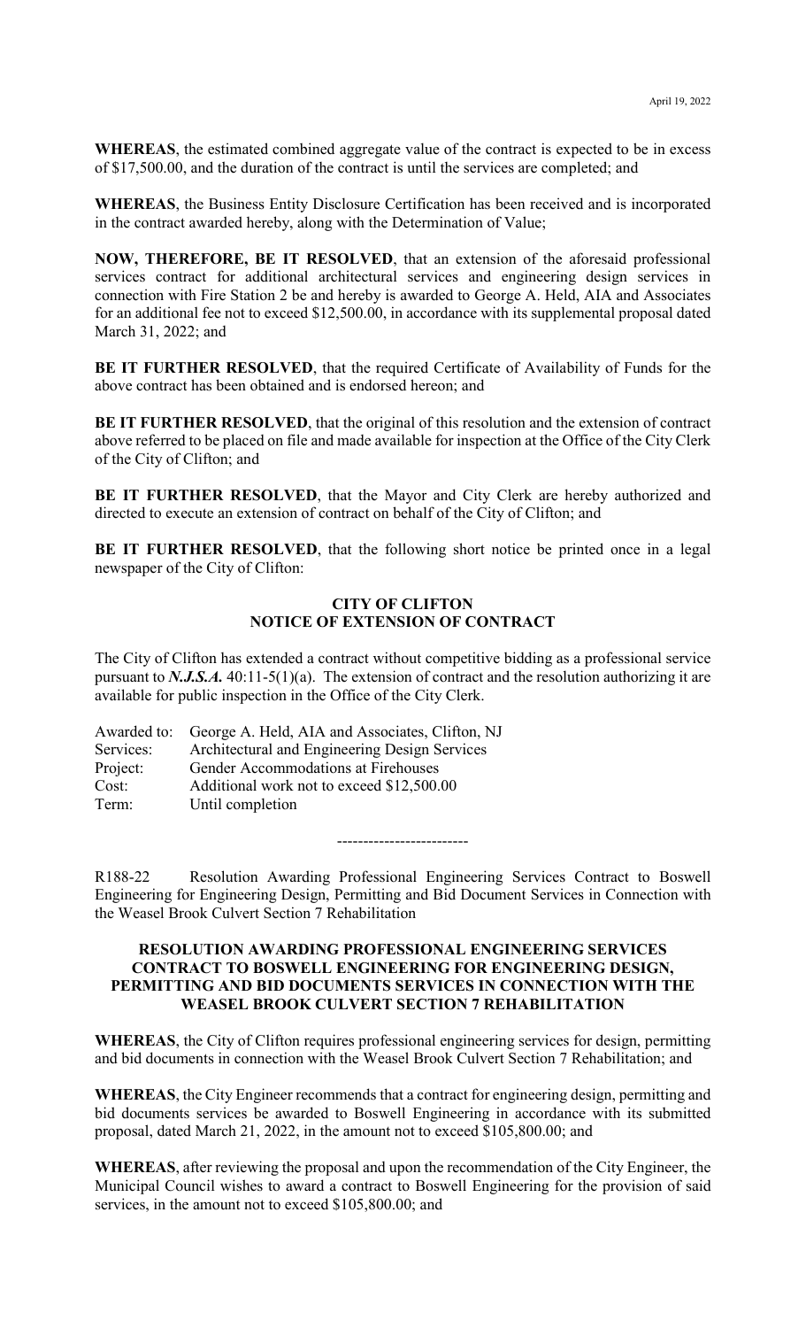**WHEREAS**, the estimated combined aggregate value of the contract is expected to be in excess of $17,500.00, and the duration of the contract is until the services are completed; and

**WHEREAS**, the Business Entity Disclosure Certification has been received and is incorporated in the contract awarded hereby, along with the Determination of Value;

**NOW, THEREFORE, BE IT RESOLVED**, that an extension of the aforesaid professional services contract for additional architectural services and engineering design services in connection with Fire Station 2 be and hereby is awarded to George A. Held, AIA and Associates for an additional fee not to exceed $12,500.00, in accordance with its supplemental proposal dated March 31, 2022; and

**BE IT FURTHER RESOLVED**, that the required Certificate of Availability of Funds for the above contract has been obtained and is endorsed hereon; and

**BE IT FURTHER RESOLVED**, that the original of this resolution and the extension of contract above referred to be placed on file and made available for inspection at the Office of the City Clerk of the City of Clifton; and

**BE IT FURTHER RESOLVED**, that the Mayor and City Clerk are hereby authorized and directed to execute an extension of contract on behalf of the City of Clifton; and

**BE IT FURTHER RESOLVED**, that the following short notice be printed once in a legal newspaper of the City of Clifton:

**CITY OF CLIFTON**
**NOTICE OF EXTENSION OF CONTRACT**

The City of Clifton has extended a contract without competitive bidding as a professional service pursuant to ***N.J.S.A.*** 40:11-5(1)(a). The extension of contract and the resolution authorizing it are available for public inspection in the Office of the City Clerk.

Awarded to: George A. Held, AIA and Associates, Clifton, NJ
Services: Architectural and Engineering Design Services
Project: Gender Accommodations at Firehouses
Cost: Additional work not to exceed $12,500.00
Term: Until completion

-------------------------

R188-22 Resolution Awarding Professional Engineering Services Contract to Boswell Engineering for Engineering Design, Permitting and Bid Document Services in Connection with the Weasel Brook Culvert Section 7 Rehabilitation

**RESOLUTION AWARDING PROFESSIONAL ENGINEERING SERVICES CONTRACT TO BOSWELL ENGINEERING FOR ENGINEERING DESIGN, PERMITTING AND BID DOCUMENTS SERVICES IN CONNECTION WITH THE WEASEL BROOK CULVERT SECTION 7 REHABILITATION**

**WHEREAS**, the City of Clifton requires professional engineering services for design, permitting and bid documents in connection with the Weasel Brook Culvert Section 7 Rehabilitation; and

**WHEREAS**, the City Engineer recommends that a contract for engineering design, permitting and bid documents services be awarded to Boswell Engineering in accordance with its submitted proposal, dated March 21, 2022, in the amount not to exceed $105,800.00; and

**WHEREAS**, after reviewing the proposal and upon the recommendation of the City Engineer, the Municipal Council wishes to award a contract to Boswell Engineering for the provision of said services, in the amount not to exceed $105,800.00; and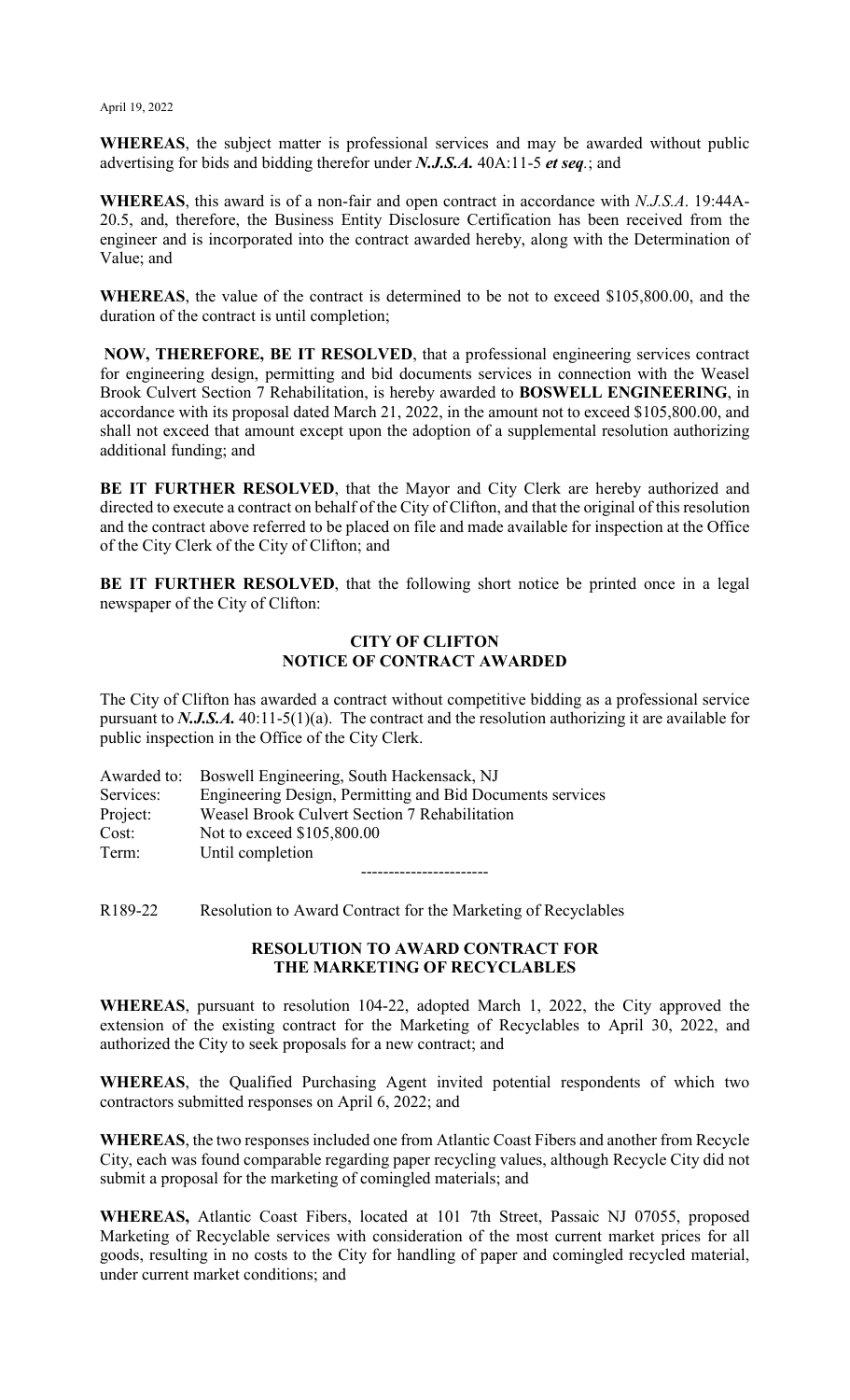April 19, 2022

**WHEREAS**, the subject matter is professional services and may be awarded without public advertising for bids and bidding therefor under ***N.J.S.A.*** 40A:11-5 ***et seq***.; and

**WHEREAS**, this award is of a non-fair and open contract in accordance with *N.J.S.A*. 19:44A-20.5, and, therefore, the Business Entity Disclosure Certification has been received from the engineer and is incorporated into the contract awarded hereby, along with the Determination of Value; and

**WHEREAS**, the value of the contract is determined to be not to exceed $105,800.00, and the duration of the contract is until completion;

**NOW, THEREFORE, BE IT RESOLVED**, that a professional engineering services contract for engineering design, permitting and bid documents services in connection with the Weasel Brook Culvert Section 7 Rehabilitation, is hereby awarded to **BOSWELL ENGINEERING**, in accordance with its proposal dated March 21, 2022, in the amount not to exceed $105,800.00, and shall not exceed that amount except upon the adoption of a supplemental resolution authorizing additional funding; and

**BE IT FURTHER RESOLVED**, that the Mayor and City Clerk are hereby authorized and directed to execute a contract on behalf of the City of Clifton, and that the original of this resolution and the contract above referred to be placed on file and made available for inspection at the Office of the City Clerk of the City of Clifton; and

**BE IT FURTHER RESOLVED**, that the following short notice be printed once in a legal newspaper of the City of Clifton:

**CITY OF CLIFTON**
**NOTICE OF CONTRACT AWARDED**

The City of Clifton has awarded a contract without competitive bidding as a professional service pursuant to ***N.J.S.A.*** 40:11-5(1)(a). The contract and the resolution authorizing it are available for public inspection in the Office of the City Clerk.

Awarded to: Boswell Engineering, South Hackensack, NJ
Services: Engineering Design, Permitting and Bid Documents services
Project: Weasel Brook Culvert Section 7 Rehabilitation
Cost: Not to exceed $105,800.00
Term: Until completion

-----------------------

R189-22 Resolution to Award Contract for the Marketing of Recyclables

**RESOLUTION TO AWARD CONTRACT FOR THE MARKETING OF RECYCLABLES**

**WHEREAS**, pursuant to resolution 104-22, adopted March 1, 2022, the City approved the extension of the existing contract for the Marketing of Recyclables to April 30, 2022, and authorized the City to seek proposals for a new contract; and

**WHEREAS**, the Qualified Purchasing Agent invited potential respondents of which two contractors submitted responses on April 6, 2022; and

**WHEREAS**, the two responses included one from Atlantic Coast Fibers and another from Recycle City, each was found comparable regarding paper recycling values, although Recycle City did not submit a proposal for the marketing of comingled materials; and

**WHEREAS,** Atlantic Coast Fibers, located at 101 7th Street, Passaic NJ 07055, proposed Marketing of Recyclable services with consideration of the most current market prices for all goods, resulting in no costs to the City for handling of paper and comingled recycled material, under current market conditions; and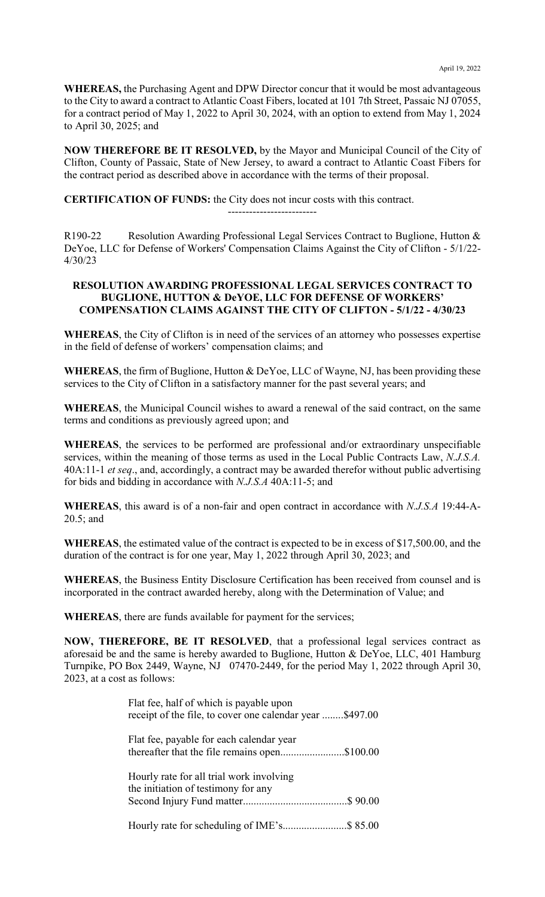**WHEREAS,** the Purchasing Agent and DPW Director concur that it would be most advantageous to the City to award a contract to Atlantic Coast Fibers, located at 101 7th Street, Passaic NJ 07055, for a contract period of May 1, 2022 to April 30, 2024, with an option to extend from May 1, 2024 to April 30, 2025; and

**NOW THEREFORE BE IT RESOLVED,** by the Mayor and Municipal Council of the City of Clifton, County of Passaic, State of New Jersey, to award a contract to Atlantic Coast Fibers for the contract period as described above in accordance with the terms of their proposal.

**CERTIFICATION OF FUNDS:** the City does not incur costs with this contract.

-------------------------

R190-22 Resolution Awarding Professional Legal Services Contract to Buglione, Hutton & DeYoe, LLC for Defense of Workers' Compensation Claims Against the City of Clifton - 5/1/22-4/30/23

**RESOLUTION AWARDING PROFESSIONAL LEGAL SERVICES CONTRACT TO BUGLIONE, HUTTON & DeYOE, LLC FOR DEFENSE OF WORKERS' COMPENSATION CLAIMS AGAINST THE CITY OF CLIFTON - 5/1/22 - 4/30/23**

**WHEREAS**, the City of Clifton is in need of the services of an attorney who possesses expertise in the field of defense of workers' compensation claims; and

**WHEREAS**, the firm of Buglione, Hutton & DeYoe, LLC of Wayne, NJ, has been providing these services to the City of Clifton in a satisfactory manner for the past several years; and

**WHEREAS**, the Municipal Council wishes to award a renewal of the said contract, on the same terms and conditions as previously agreed upon; and

**WHEREAS**, the services to be performed are professional and/or extraordinary unspecifiable services, within the meaning of those terms as used in the Local Public Contracts Law, *N.J.S.A.* 40A:11-1 *et seq*., and, accordingly, a contract may be awarded therefor without public advertising for bids and bidding in accordance with *N.J.S.A* 40A:11-5; and

**WHEREAS**, this award is of a non-fair and open contract in accordance with *N.J.S.A* 19:44-A-20.5; and

**WHEREAS**, the estimated value of the contract is expected to be in excess of $17,500.00, and the duration of the contract is for one year, May 1, 2022 through April 30, 2023; and

**WHEREAS**, the Business Entity Disclosure Certification has been received from counsel and is incorporated in the contract awarded hereby, along with the Determination of Value; and

**WHEREAS**, there are funds available for payment for the services;

**NOW, THEREFORE, BE IT RESOLVED**, that a professional legal services contract as aforesaid be and the same is hereby awarded to Buglione, Hutton & DeYoe, LLC, 401 Hamburg Turnpike, PO Box 2449, Wayne, NJ 07470-2449, for the period May 1, 2022 through April 30, 2023, at a cost as follows:

Flat fee, half of which is payable upon receipt of the file, to cover one calendar year ........$497.00

Flat fee, payable for each calendar year thereafter that the file remains open........................$100.00

Hourly rate for all trial work involving the initiation of testimony for any Second Injury Fund matter......................................$ 90.00

Hourly rate for scheduling of IME's........................$ 85.00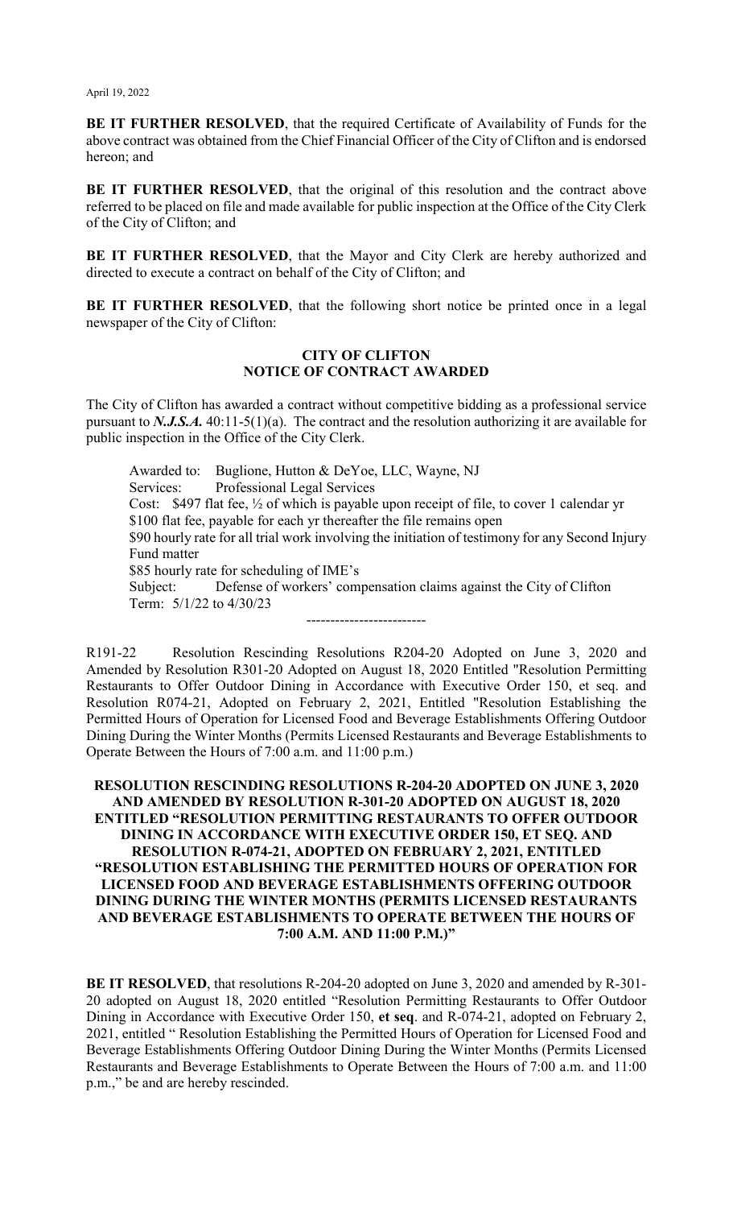**BE IT FURTHER RESOLVED**, that the required Certificate of Availability of Funds for the above contract was obtained from the Chief Financial Officer of the City of Clifton and is endorsed hereon; and

**BE IT FURTHER RESOLVED**, that the original of this resolution and the contract above referred to be placed on file and made available for public inspection at the Office of the City Clerk of the City of Clifton; and

**BE IT FURTHER RESOLVED**, that the Mayor and City Clerk are hereby authorized and directed to execute a contract on behalf of the City of Clifton; and

**BE IT FURTHER RESOLVED**, that the following short notice be printed once in a legal newspaper of the City of Clifton:

**CITY OF CLIFTON**
**NOTICE OF CONTRACT AWARDED**

The City of Clifton has awarded a contract without competitive bidding as a professional service pursuant to ***N.J.S.A.*** 40:11-5(1)(a). The contract and the resolution authorizing it are available for public inspection in the Office of the City Clerk.

Awarded to: Buglione, Hutton & DeYoe, LLC, Wayne, NJ
Services: Professional Legal Services
Cost: $497 flat fee, ½ of which is payable upon receipt of file, to cover 1 calendar yr
$100 flat fee, payable for each yr thereafter the file remains open
$90 hourly rate for all trial work involving the initiation of testimony for any Second Injury Fund matter
$85 hourly rate for scheduling of IME's
Subject: Defense of workers' compensation claims against the City of Clifton
Term: 5/1/22 to 4/30/23

-------------------------

R191-22 Resolution Rescinding Resolutions R204-20 Adopted on June 3, 2020 and Amended by Resolution R301-20 Adopted on August 18, 2020 Entitled "Resolution Permitting Restaurants to Offer Outdoor Dining in Accordance with Executive Order 150, et seq. and Resolution R074-21, Adopted on February 2, 2021, Entitled "Resolution Establishing the Permitted Hours of Operation for Licensed Food and Beverage Establishments Offering Outdoor Dining During the Winter Months (Permits Licensed Restaurants and Beverage Establishments to Operate Between the Hours of 7:00 a.m. and 11:00 p.m.)

**RESOLUTION RESCINDING RESOLUTIONS R-204-20 ADOPTED ON JUNE 3, 2020 AND AMENDED BY RESOLUTION R-301-20 ADOPTED ON AUGUST 18, 2020 ENTITLED "RESOLUTION PERMITTING RESTAURANTS TO OFFER OUTDOOR DINING IN ACCORDANCE WITH EXECUTIVE ORDER 150, ET SEQ. AND RESOLUTION R-074-21, ADOPTED ON FEBRUARY 2, 2021, ENTITLED "RESOLUTION ESTABLISHING THE PERMITTED HOURS OF OPERATION FOR LICENSED FOOD AND BEVERAGE ESTABLISHMENTS OFFERING OUTDOOR DINING DURING THE WINTER MONTHS (PERMITS LICENSED RESTAURANTS AND BEVERAGE ESTABLISHMENTS TO OPERATE BETWEEN THE HOURS OF 7:00 A.M. AND 11:00 P.M.)"**

**BE IT RESOLVED**, that resolutions R-204-20 adopted on June 3, 2020 and amended by R-301-20 adopted on August 18, 2020 entitled "Resolution Permitting Restaurants to Offer Outdoor Dining in Accordance with Executive Order 150, **et seq**. and R-074-21, adopted on February 2, 2021, entitled " Resolution Establishing the Permitted Hours of Operation for Licensed Food and Beverage Establishments Offering Outdoor Dining During the Winter Months (Permits Licensed Restaurants and Beverage Establishments to Operate Between the Hours of 7:00 a.m. and 11:00 p.m.," be and are hereby rescinded.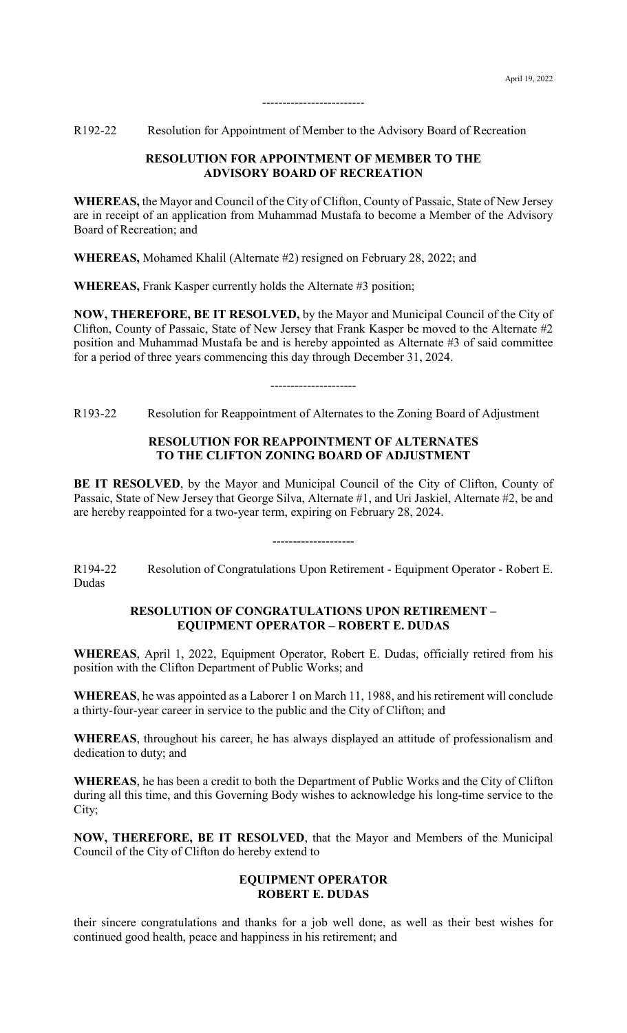-------------------------

R192-22 Resolution for Appointment of Member to the Advisory Board of Recreation

**RESOLUTION FOR APPOINTMENT OF MEMBER TO THE ADVISORY BOARD OF RECREATION**

**WHEREAS,** the Mayor and Council of the City of Clifton, County of Passaic, State of New Jersey are in receipt of an application from Muhammad Mustafa to become a Member of the Advisory Board of Recreation; and

**WHEREAS,** Mohamed Khalil (Alternate #2) resigned on February 28, 2022; and

**WHEREAS,** Frank Kasper currently holds the Alternate #3 position;

**NOW, THEREFORE, BE IT RESOLVED,** by the Mayor and Municipal Council of the City of Clifton, County of Passaic, State of New Jersey that Frank Kasper be moved to the Alternate #2 position and Muhammad Mustafa be and is hereby appointed as Alternate #3 of said committee for a period of three years commencing this day through December 31, 2024.

---------------------

R193-22 Resolution for Reappointment of Alternates to the Zoning Board of Adjustment

**RESOLUTION FOR REAPPOINTMENT OF ALTERNATES TO THE CLIFTON ZONING BOARD OF ADJUSTMENT**

**BE IT RESOLVED**, by the Mayor and Municipal Council of the City of Clifton, County of Passaic, State of New Jersey that George Silva, Alternate #1, and Uri Jaskiel, Alternate #2, be and are hereby reappointed for a two-year term, expiring on February 28, 2024.

--------------------

R194-22 Resolution of Congratulations Upon Retirement - Equipment Operator - Robert E. Dudas

**RESOLUTION OF CONGRATULATIONS UPON RETIREMENT – EQUIPMENT OPERATOR – ROBERT E. DUDAS**

**WHEREAS**, April 1, 2022, Equipment Operator, Robert E. Dudas, officially retired from his position with the Clifton Department of Public Works; and

**WHEREAS**, he was appointed as a Laborer 1 on March 11, 1988, and his retirement will conclude a thirty-four-year career in service to the public and the City of Clifton; and

**WHEREAS**, throughout his career, he has always displayed an attitude of professionalism and dedication to duty; and

**WHEREAS**, he has been a credit to both the Department of Public Works and the City of Clifton during all this time, and this Governing Body wishes to acknowledge his long-time service to the City;

**NOW, THEREFORE, BE IT RESOLVED**, that the Mayor and Members of the Municipal Council of the City of Clifton do hereby extend to

**EQUIPMENT OPERATOR**
**ROBERT E. DUDAS**

their sincere congratulations and thanks for a job well done, as well as their best wishes for continued good health, peace and happiness in his retirement; and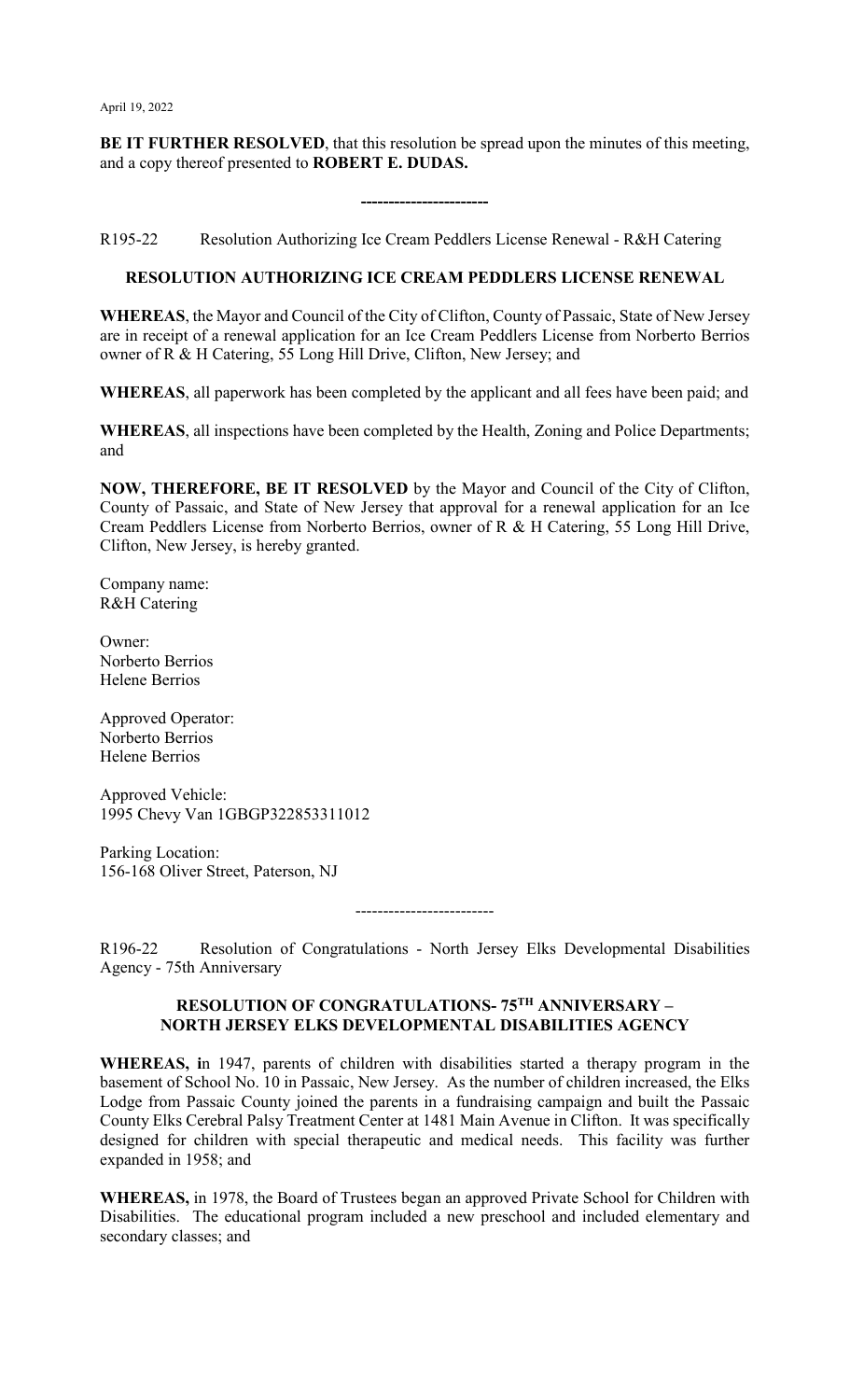**BE IT FURTHER RESOLVED**, that this resolution be spread upon the minutes of this meeting, and a copy thereof presented to **ROBERT E. DUDAS.**

-----------------------

R195-22 Resolution Authorizing Ice Cream Peddlers License Renewal - R&H Catering

**RESOLUTION AUTHORIZING ICE CREAM PEDDLERS LICENSE RENEWAL**

**WHEREAS**, the Mayor and Council of the City of Clifton, County of Passaic, State of New Jersey are in receipt of a renewal application for an Ice Cream Peddlers License from Norberto Berrios owner of R & H Catering, 55 Long Hill Drive, Clifton, New Jersey; and

**WHEREAS**, all paperwork has been completed by the applicant and all fees have been paid; and

**WHEREAS**, all inspections have been completed by the Health, Zoning and Police Departments; and

**NOW, THEREFORE, BE IT RESOLVED** by the Mayor and Council of the City of Clifton, County of Passaic, and State of New Jersey that approval for a renewal application for an Ice Cream Peddlers License from Norberto Berrios, owner of R & H Catering, 55 Long Hill Drive, Clifton, New Jersey, is hereby granted.

Company name:
R&H Catering

Owner:
Norberto Berrios
Helene Berrios

Approved Operator:
Norberto Berrios
Helene Berrios

Approved Vehicle:
1995 Chevy Van 1GBGP322853311012

Parking Location:
156-168 Oliver Street, Paterson, NJ

-------------------------

R196-22 Resolution of Congratulations - North Jersey Elks Developmental Disabilities Agency - 75th Anniversary

**RESOLUTION OF CONGRATULATIONS- 75TH ANNIVERSARY – NORTH JERSEY ELKS DEVELOPMENTAL DISABILITIES AGENCY**

**WHEREAS, i**n 1947, parents of children with disabilities started a therapy program in the basement of School No. 10 in Passaic, New Jersey. As the number of children increased, the Elks Lodge from Passaic County joined the parents in a fundraising campaign and built the Passaic County Elks Cerebral Palsy Treatment Center at 1481 Main Avenue in Clifton. It was specifically designed for children with special therapeutic and medical needs. This facility was further expanded in 1958; and

**WHEREAS,** in 1978, the Board of Trustees began an approved Private School for Children with Disabilities. The educational program included a new preschool and included elementary and secondary classes; and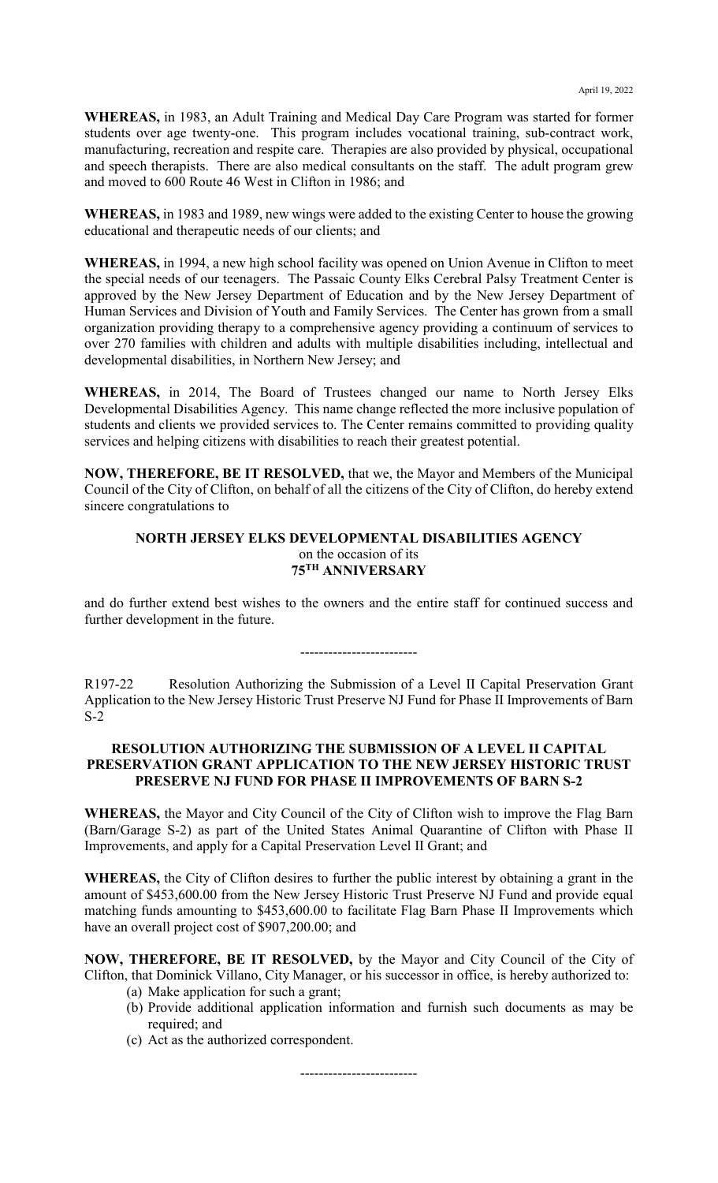**WHEREAS,** in 1983, an Adult Training and Medical Day Care Program was started for former students over age twenty-one. This program includes vocational training, sub-contract work, manufacturing, recreation and respite care. Therapies are also provided by physical, occupational and speech therapists. There are also medical consultants on the staff. The adult program grew and moved to 600 Route 46 West in Clifton in 1986; and

**WHEREAS,** in 1983 and 1989, new wings were added to the existing Center to house the growing educational and therapeutic needs of our clients; and

**WHEREAS,** in 1994, a new high school facility was opened on Union Avenue in Clifton to meet the special needs of our teenagers. The Passaic County Elks Cerebral Palsy Treatment Center is approved by the New Jersey Department of Education and by the New Jersey Department of Human Services and Division of Youth and Family Services. The Center has grown from a small organization providing therapy to a comprehensive agency providing a continuum of services to over 270 families with children and adults with multiple disabilities including, intellectual and developmental disabilities, in Northern New Jersey; and

**WHEREAS,** in 2014, The Board of Trustees changed our name to North Jersey Elks Developmental Disabilities Agency. This name change reflected the more inclusive population of students and clients we provided services to. The Center remains committed to providing quality services and helping citizens with disabilities to reach their greatest potential.

**NOW, THEREFORE, BE IT RESOLVED,** that we, the Mayor and Members of the Municipal Council of the City of Clifton, on behalf of all the citizens of the City of Clifton, do hereby extend sincere congratulations to

**NORTH JERSEY ELKS DEVELOPMENTAL DISABILITIES AGENCY**
on the occasion of its
**75TH ANNIVERSARY**

and do further extend best wishes to the owners and the entire staff for continued success and further development in the future.

-------------------------

R197-22 Resolution Authorizing the Submission of a Level II Capital Preservation Grant Application to the New Jersey Historic Trust Preserve NJ Fund for Phase II Improvements of Barn S-2

**RESOLUTION AUTHORIZING THE SUBMISSION OF A LEVEL II CAPITAL PRESERVATION GRANT APPLICATION TO THE NEW JERSEY HISTORIC TRUST PRESERVE NJ FUND FOR PHASE II IMPROVEMENTS OF BARN S-2**

**WHEREAS,** the Mayor and City Council of the City of Clifton wish to improve the Flag Barn (Barn/Garage S-2) as part of the United States Animal Quarantine of Clifton with Phase II Improvements, and apply for a Capital Preservation Level II Grant; and

**WHEREAS,** the City of Clifton desires to further the public interest by obtaining a grant in the amount of $453,600.00 from the New Jersey Historic Trust Preserve NJ Fund and provide equal matching funds amounting to $453,600.00 to facilitate Flag Barn Phase II Improvements which have an overall project cost of $907,200.00; and

**NOW, THEREFORE, BE IT RESOLVED,** by the Mayor and City Council of the City of Clifton, that Dominick Villano, City Manager, or his successor in office, is hereby authorized to:

(a) Make application for such a grant;
(b) Provide additional application information and furnish such documents as may be required; and
(c) Act as the authorized correspondent.

-------------------------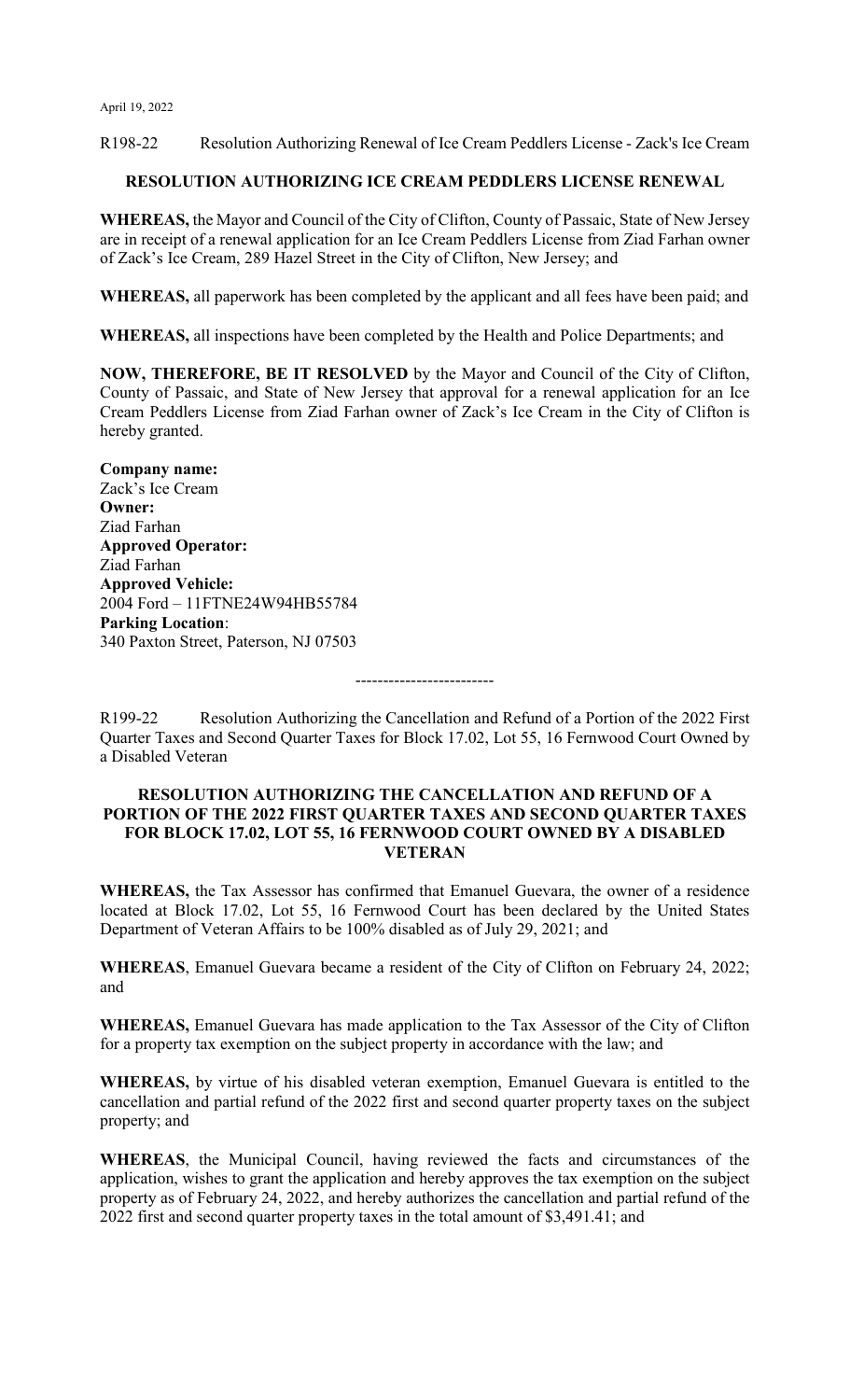April 19, 2022

R198-22 Resolution Authorizing Renewal of Ice Cream Peddlers License - Zack's Ice Cream

**RESOLUTION AUTHORIZING ICE CREAM PEDDLERS LICENSE RENEWAL**

**WHEREAS,** the Mayor and Council of the City of Clifton, County of Passaic, State of New Jersey are in receipt of a renewal application for an Ice Cream Peddlers License from Ziad Farhan owner of Zack's Ice Cream, 289 Hazel Street in the City of Clifton, New Jersey; and

**WHEREAS,** all paperwork has been completed by the applicant and all fees have been paid; and

**WHEREAS,** all inspections have been completed by the Health and Police Departments; and

**NOW, THEREFORE, BE IT RESOLVED** by the Mayor and Council of the City of Clifton, County of Passaic, and State of New Jersey that approval for a renewal application for an Ice Cream Peddlers License from Ziad Farhan owner of Zack's Ice Cream in the City of Clifton is hereby granted.

**Company name:**
Zack's Ice Cream
**Owner:**
Ziad Farhan
**Approved Operator:**
Ziad Farhan
**Approved Vehicle:**
2004 Ford – 11FTNE24W94HB55784
**Parking Location**:
340 Paxton Street, Paterson, NJ 07503

-------------------------

R199-22 Resolution Authorizing the Cancellation and Refund of a Portion of the 2022 First Quarter Taxes and Second Quarter Taxes for Block 17.02, Lot 55, 16 Fernwood Court Owned by a Disabled Veteran

**RESOLUTION AUTHORIZING THE CANCELLATION AND REFUND OF A PORTION OF THE 2022 FIRST QUARTER TAXES AND SECOND QUARTER TAXES FOR BLOCK 17.02, LOT 55, 16 FERNWOOD COURT OWNED BY A DISABLED VETERAN**

**WHEREAS,** the Tax Assessor has confirmed that Emanuel Guevara, the owner of a residence located at Block 17.02, Lot 55, 16 Fernwood Court has been declared by the United States Department of Veteran Affairs to be 100% disabled as of July 29, 2021; and

**WHEREAS**, Emanuel Guevara became a resident of the City of Clifton on February 24, 2022; and

**WHEREAS,** Emanuel Guevara has made application to the Tax Assessor of the City of Clifton for a property tax exemption on the subject property in accordance with the law; and

**WHEREAS,** by virtue of his disabled veteran exemption, Emanuel Guevara is entitled to the cancellation and partial refund of the 2022 first and second quarter property taxes on the subject property; and

**WHEREAS**, the Municipal Council, having reviewed the facts and circumstances of the application, wishes to grant the application and hereby approves the tax exemption on the subject property as of February 24, 2022, and hereby authorizes the cancellation and partial refund of the 2022 first and second quarter property taxes in the total amount of $3,491.41; and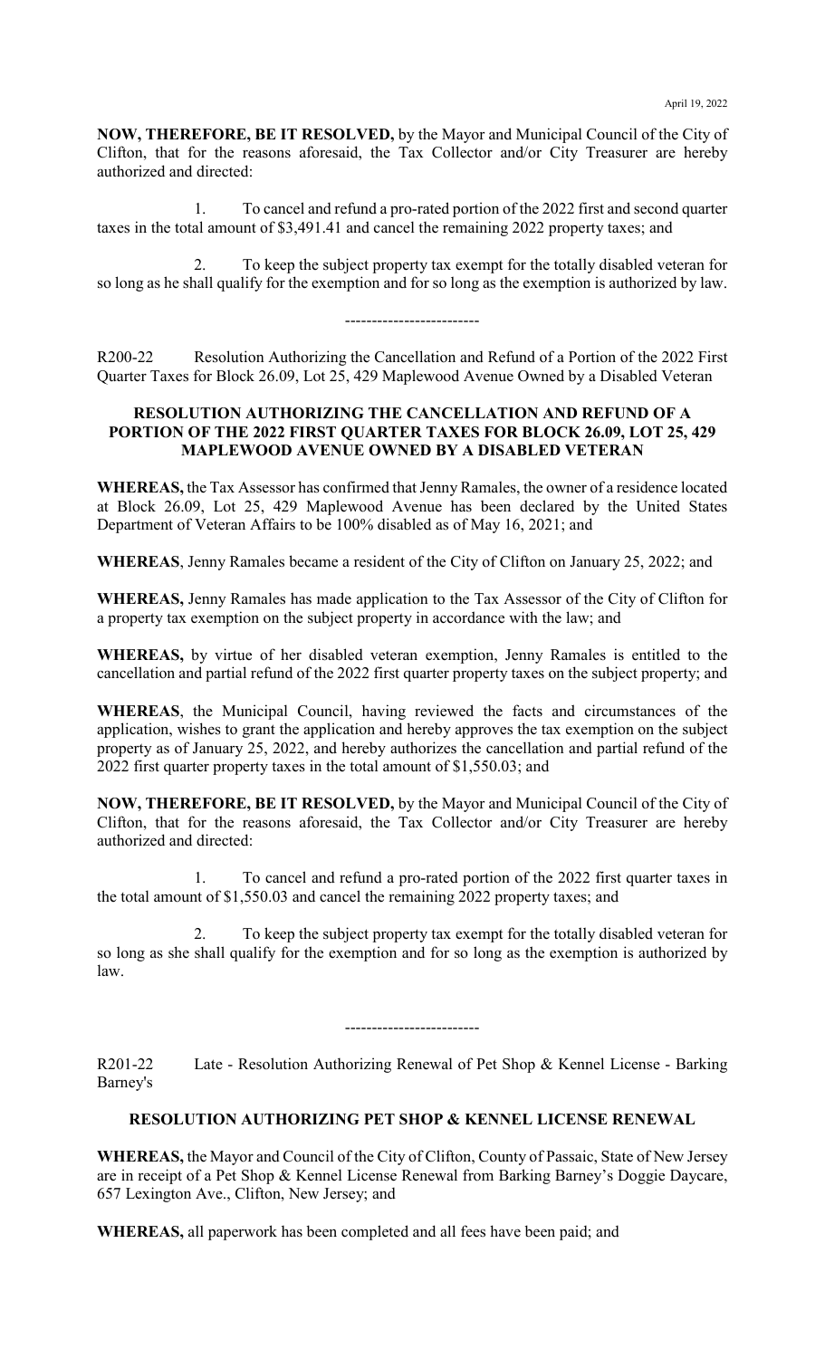**NOW, THEREFORE, BE IT RESOLVED,** by the Mayor and Municipal Council of the City of Clifton, that for the reasons aforesaid, the Tax Collector and/or City Treasurer are hereby authorized and directed:

1. To cancel and refund a pro-rated portion of the 2022 first and second quarter taxes in the total amount of $3,491.41 and cancel the remaining 2022 property taxes; and

2. To keep the subject property tax exempt for the totally disabled veteran for so long as he shall qualify for the exemption and for so long as the exemption is authorized by law.

-------------------------

R200-22 Resolution Authorizing the Cancellation and Refund of a Portion of the 2022 First Quarter Taxes for Block 26.09, Lot 25, 429 Maplewood Avenue Owned by a Disabled Veteran

**RESOLUTION AUTHORIZING THE CANCELLATION AND REFUND OF A PORTION OF THE 2022 FIRST QUARTER TAXES FOR BLOCK 26.09, LOT 25, 429 MAPLEWOOD AVENUE OWNED BY A DISABLED VETERAN**

**WHEREAS,** the Tax Assessor has confirmed that Jenny Ramales, the owner of a residence located at Block 26.09, Lot 25, 429 Maplewood Avenue has been declared by the United States Department of Veteran Affairs to be 100% disabled as of May 16, 2021; and

**WHEREAS**, Jenny Ramales became a resident of the City of Clifton on January 25, 2022; and

**WHEREAS,** Jenny Ramales has made application to the Tax Assessor of the City of Clifton for a property tax exemption on the subject property in accordance with the law; and

**WHEREAS,** by virtue of her disabled veteran exemption, Jenny Ramales is entitled to the cancellation and partial refund of the 2022 first quarter property taxes on the subject property; and

**WHEREAS**, the Municipal Council, having reviewed the facts and circumstances of the application, wishes to grant the application and hereby approves the tax exemption on the subject property as of January 25, 2022, and hereby authorizes the cancellation and partial refund of the 2022 first quarter property taxes in the total amount of $1,550.03; and

**NOW, THEREFORE, BE IT RESOLVED,** by the Mayor and Municipal Council of the City of Clifton, that for the reasons aforesaid, the Tax Collector and/or City Treasurer are hereby authorized and directed:

1. To cancel and refund a pro-rated portion of the 2022 first quarter taxes in the total amount of $1,550.03 and cancel the remaining 2022 property taxes; and

2. To keep the subject property tax exempt for the totally disabled veteran for so long as she shall qualify for the exemption and for so long as the exemption is authorized by law.

-------------------------

R201-22 Late - Resolution Authorizing Renewal of Pet Shop & Kennel License - Barking Barney's

**RESOLUTION AUTHORIZING PET SHOP & KENNEL LICENSE RENEWAL**

**WHEREAS,** the Mayor and Council of the City of Clifton, County of Passaic, State of New Jersey are in receipt of a Pet Shop & Kennel License Renewal from Barking Barney's Doggie Daycare, 657 Lexington Ave., Clifton, New Jersey; and

**WHEREAS,** all paperwork has been completed and all fees have been paid; and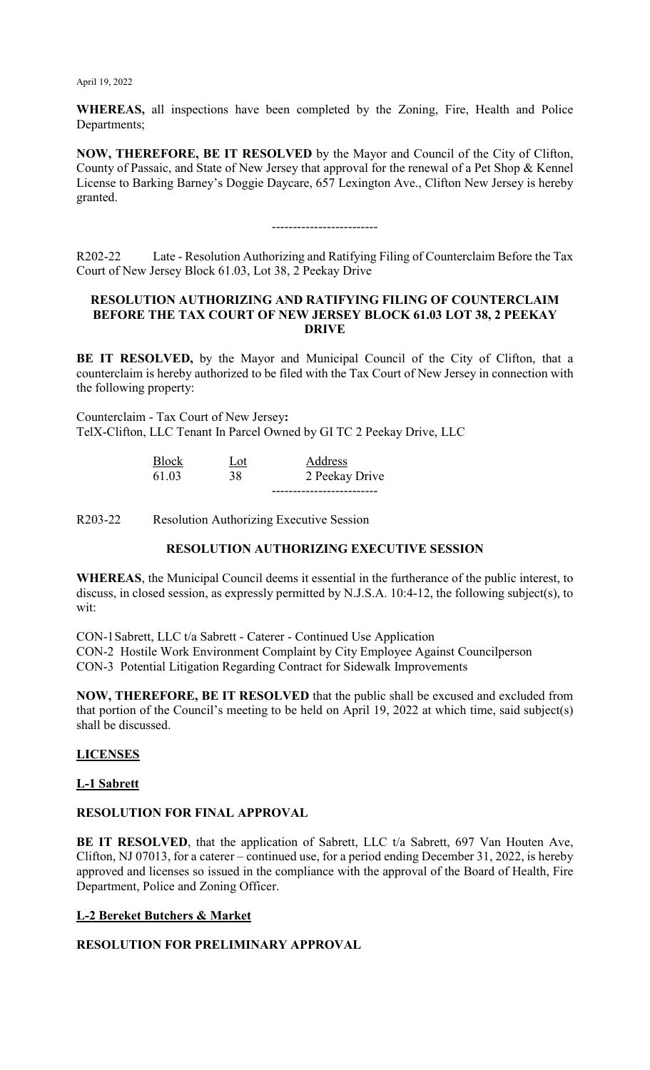**WHEREAS,** all inspections have been completed by the Zoning, Fire, Health and Police Departments;

**NOW, THEREFORE, BE IT RESOLVED** by the Mayor and Council of the City of Clifton, County of Passaic, and State of New Jersey that approval for the renewal of a Pet Shop & Kennel License to Barking Barney's Doggie Daycare, 657 Lexington Ave., Clifton New Jersey is hereby granted.

-------------------------

R202-22 Late - Resolution Authorizing and Ratifying Filing of Counterclaim Before the Tax Court of New Jersey Block 61.03, Lot 38, 2 Peekay Drive

**RESOLUTION AUTHORIZING AND RATIFYING FILING OF COUNTERCLAIM BEFORE THE TAX COURT OF NEW JERSEY BLOCK 61.03 LOT 38, 2 PEEKAY DRIVE**

**BE IT RESOLVED,** by the Mayor and Municipal Council of the City of Clifton, that a counterclaim is hereby authorized to be filed with the Tax Court of New Jersey in connection with the following property:

Counterclaim - Tax Court of New Jersey**:**
TelX-Clifton, LLC Tenant In Parcel Owned by GI TC 2 Peekay Drive, LLC

| Block | Lot | Address |
|---|---|---|
| 61.03 | 38 | 2 Peekay Drive |

-------------------------

R203-22 Resolution Authorizing Executive Session

**RESOLUTION AUTHORIZING EXECUTIVE SESSION**

**WHEREAS**, the Municipal Council deems it essential in the furtherance of the public interest, to discuss, in closed session, as expressly permitted by N.J.S.A. 10:4-12, the following subject(s), to wit:

CON-1 Sabrett, LLC t/a Sabrett - Caterer - Continued Use Application
CON-2 Hostile Work Environment Complaint by City Employee Against Councilperson
CON-3 Potential Litigation Regarding Contract for Sidewalk Improvements

**NOW, THEREFORE, BE IT RESOLVED** that the public shall be excused and excluded from that portion of the Council's meeting to be held on April 19, 2022 at which time, said subject(s) shall be discussed.

**LICENSES**

**L-1 Sabrett**

**RESOLUTION FOR FINAL APPROVAL**

**BE IT RESOLVED**, that the application of Sabrett, LLC t/a Sabrett, 697 Van Houten Ave, Clifton, NJ 07013, for a caterer – continued use, for a period ending December 31, 2022, is hereby approved and licenses so issued in the compliance with the approval of the Board of Health, Fire Department, Police and Zoning Officer.

**L-2 Bereket Butchers & Market**

**RESOLUTION FOR PRELIMINARY APPROVAL**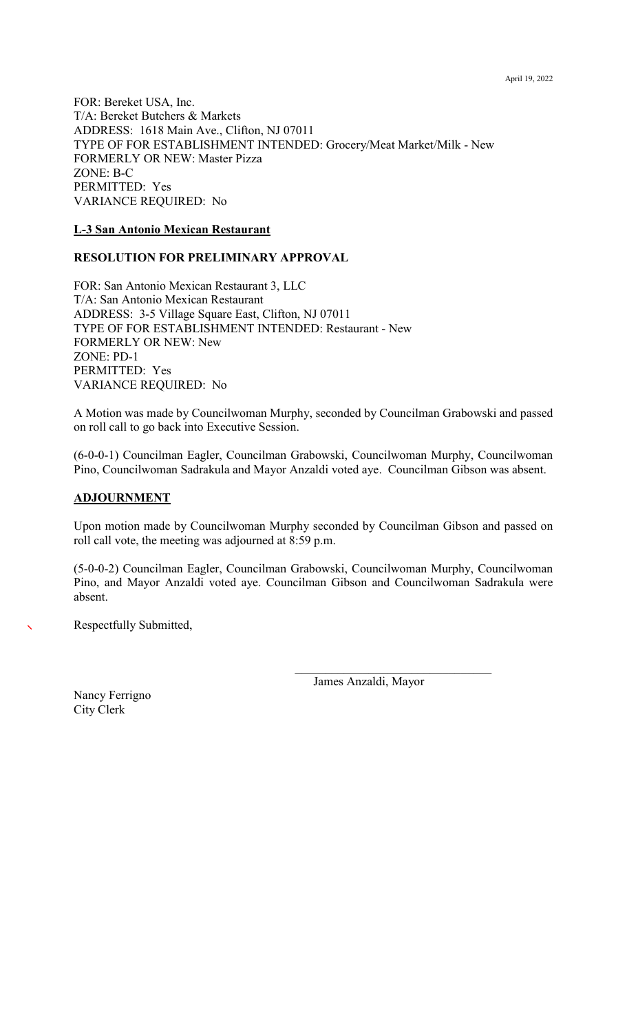FOR: Bereket USA, Inc.
T/A: Bereket Butchers & Markets
ADDRESS: 1618 Main Ave., Clifton, NJ 07011
TYPE OF FOR ESTABLISHMENT INTENDED: Grocery/Meat Market/Milk - New
FORMERLY OR NEW: Master Pizza
ZONE: B-C
PERMITTED: Yes
VARIANCE REQUIRED: No

**L-3 San Antonio Mexican Restaurant**

**RESOLUTION FOR PRELIMINARY APPROVAL**

FOR: San Antonio Mexican Restaurant 3, LLC
T/A: San Antonio Mexican Restaurant
ADDRESS: 3-5 Village Square East, Clifton, NJ 07011
TYPE OF FOR ESTABLISHMENT INTENDED: Restaurant - New
FORMERLY OR NEW: New
ZONE: PD-1
PERMITTED: Yes
VARIANCE REQUIRED: No

A Motion was made by Councilwoman Murphy, seconded by Councilman Grabowski and passed on roll call to go back into Executive Session.

(6-0-0-1) Councilman Eagler, Councilman Grabowski, Councilwoman Murphy, Councilwoman Pino, Councilwoman Sadrakula and Mayor Anzaldi voted aye. Councilman Gibson was absent.

**ADJOURNMENT**

Upon motion made by Councilwoman Murphy seconded by Councilman Gibson and passed on roll call vote, the meeting was adjourned at 8:59 p.m.

(5-0-0-2) Councilman Eagler, Councilman Grabowski, Councilwoman Murphy, Councilwoman Pino, and Mayor Anzaldi voted aye. Councilman Gibson and Councilwoman Sadrakula were absent.

Respectfully Submitted,

\_\_\_\_\_\_\_\_\_\_\_\_\_\_\_\_\_\_\_\_\_\_\_\_\_\_\_\_\_\_\_\_
James Anzaldi, Mayor

Nancy Ferrigno
City Clerk